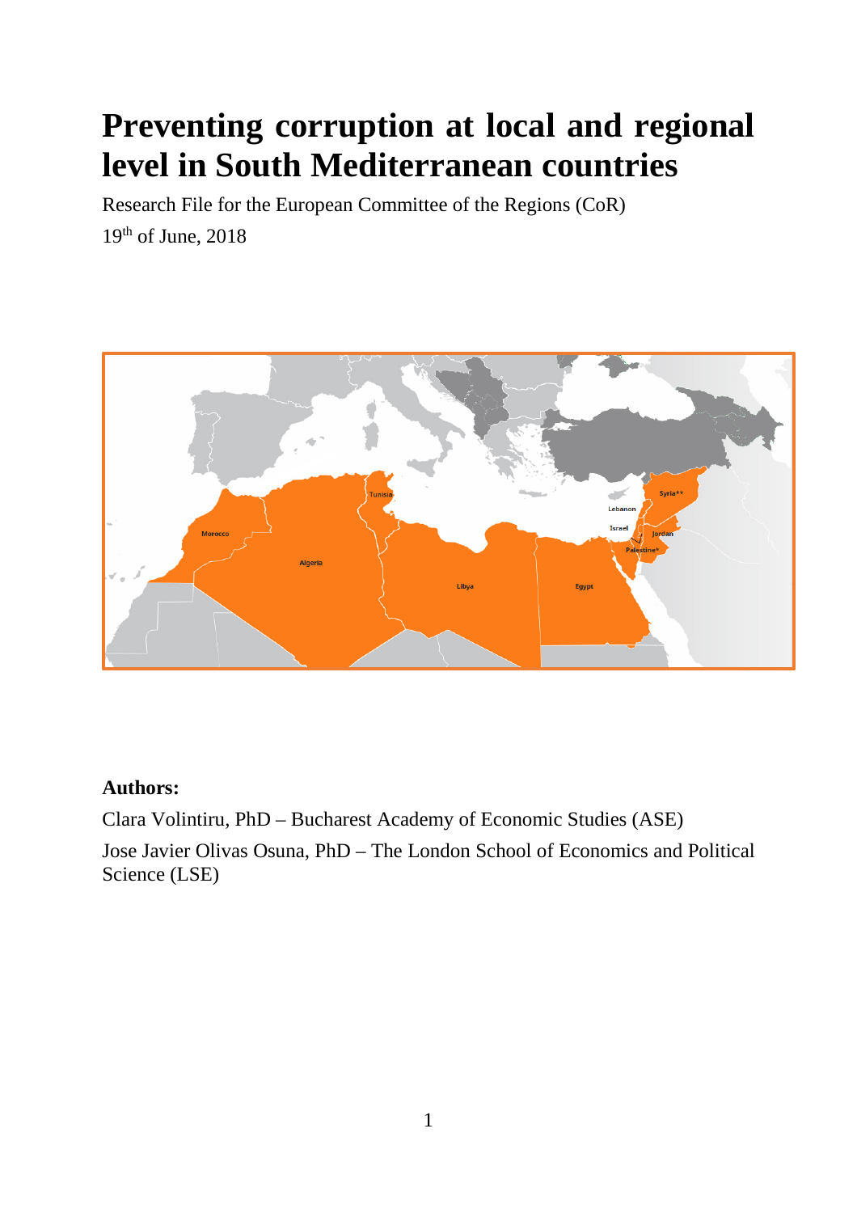# Preventing corruption at local and regional level in South Mediterranean countries

Research File for the European Committee of the Regions (CoR)

19th of June, 2018

**Authors:**

Clara Volintiru, PhD – Bucharest Academy of Economic Studies (ASE)

Jose Javier Olivas Osuna, PhD – The London School of Economics and Political Science (LSE)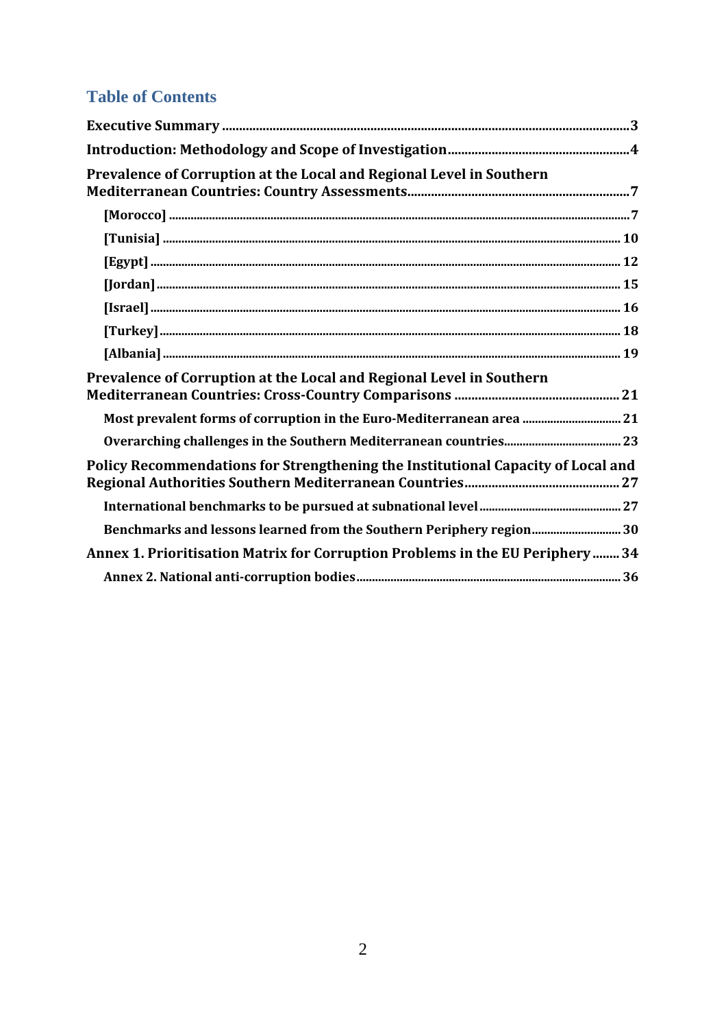# Table of Contents

**Executive Summary** ... **3**

**Introduction: Methodology and Scope of Investigation** ... **4**

**Prevalence of Corruption at the Local and Regional Level in Southern Mediterranean Countries: Country Assessments** ... **7**

- **[Morocco]** ... **7**
- **[Tunisia]** ... **10**
- **[Egypt]** ... **12**
- **[Jordan]** ... **15**
- **[Israel]** ... **16**
- **[Turkey]** ... **18**
- **[Albania]** ... **19**

**Prevalence of Corruption at the Local and Regional Level in Southern Mediterranean Countries: Cross-Country Comparisons** ... **21**

- **Most prevalent forms of corruption in the Euro-Mediterranean area** ... **21**
- **Overarching challenges in the Southern Mediterranean countries** ... **23**

**Policy Recommendations for Strengthening the Institutional Capacity of Local and Regional Authorities Southern Mediterranean Countries** ... **27**

- **International benchmarks to be pursued at subnational level** ... **27**
- **Benchmarks and lessons learned from the Southern Periphery region** ... **30**

**Annex 1. Prioritisation Matrix for Corruption Problems in the EU Periphery** ... **34**

- **Annex 2. National anti-corruption bodies** ... **36**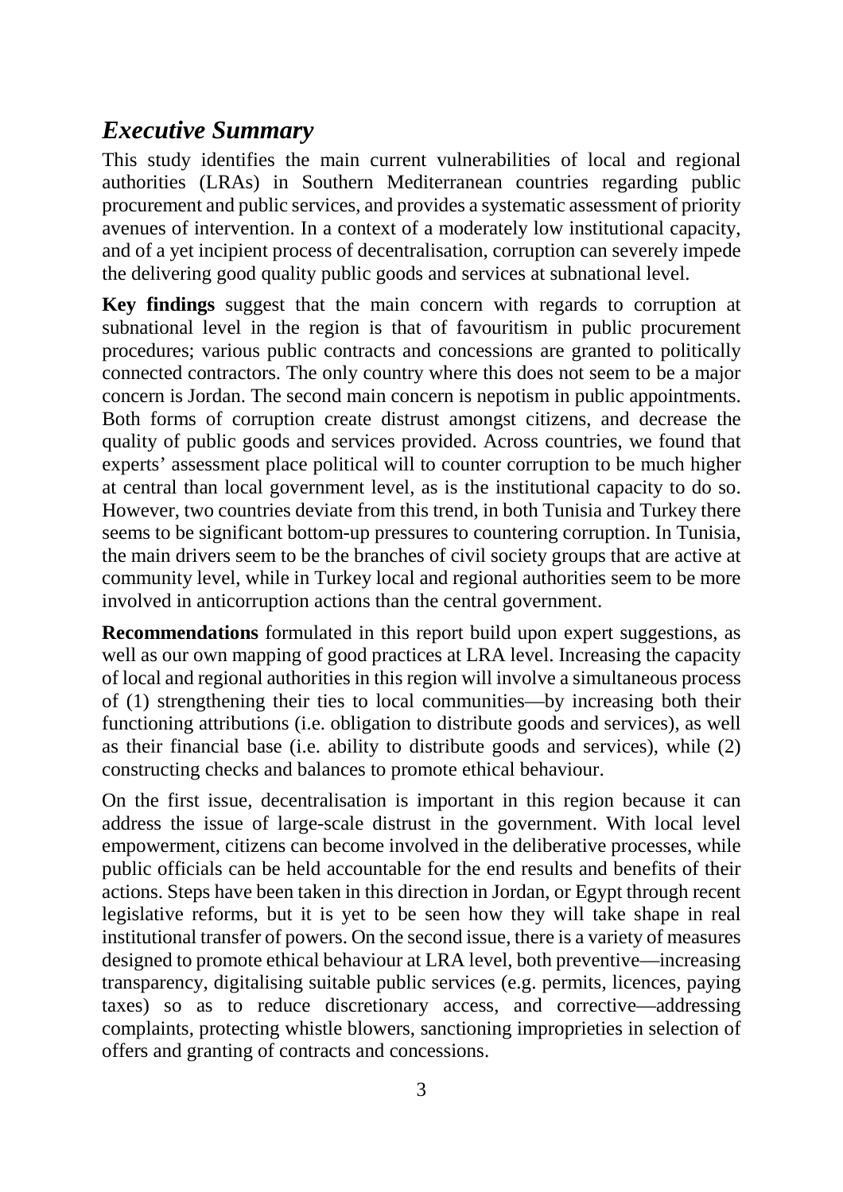## *Executive Summary*

This study identifies the main current vulnerabilities of local and regional authorities (LRAs) in Southern Mediterranean countries regarding public procurement and public services, and provides a systematic assessment of priority avenues of intervention. In a context of a moderately low institutional capacity, and of a yet incipient process of decentralisation, corruption can severely impede the delivering good quality public goods and services at subnational level.

**Key findings** suggest that the main concern with regards to corruption at subnational level in the region is that of favouritism in public procurement procedures; various public contracts and concessions are granted to politically connected contractors. The only country where this does not seem to be a major concern is Jordan. The second main concern is nepotism in public appointments. Both forms of corruption create distrust amongst citizens, and decrease the quality of public goods and services provided. Across countries, we found that experts' assessment place political will to counter corruption to be much higher at central than local government level, as is the institutional capacity to do so. However, two countries deviate from this trend, in both Tunisia and Turkey there seems to be significant bottom-up pressures to countering corruption. In Tunisia, the main drivers seem to be the branches of civil society groups that are active at community level, while in Turkey local and regional authorities seem to be more involved in anticorruption actions than the central government.

**Recommendations** formulated in this report build upon expert suggestions, as well as our own mapping of good practices at LRA level. Increasing the capacity of local and regional authorities in this region will involve a simultaneous process of (1) strengthening their ties to local communities—by increasing both their functioning attributions (i.e. obligation to distribute goods and services), as well as their financial base (i.e. ability to distribute goods and services), while (2) constructing checks and balances to promote ethical behaviour.

On the first issue, decentralisation is important in this region because it can address the issue of large-scale distrust in the government. With local level empowerment, citizens can become involved in the deliberative processes, while public officials can be held accountable for the end results and benefits of their actions. Steps have been taken in this direction in Jordan, or Egypt through recent legislative reforms, but it is yet to be seen how they will take shape in real institutional transfer of powers. On the second issue, there is a variety of measures designed to promote ethical behaviour at LRA level, both preventive—increasing transparency, digitalising suitable public services (e.g. permits, licences, paying taxes) so as to reduce discretionary access, and corrective—addressing complaints, protecting whistle blowers, sanctioning improprieties in selection of offers and granting of contracts and concessions.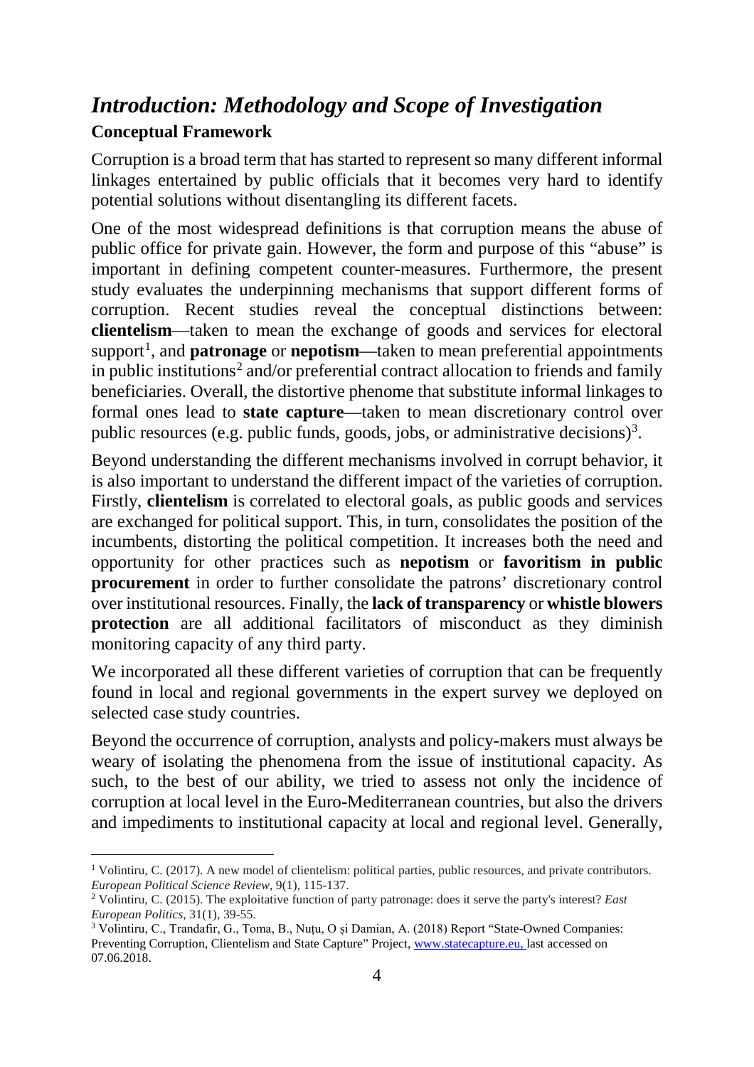# *Introduction: Methodology and Scope of Investigation*

## Conceptual Framework

Corruption is a broad term that has started to represent so many different informal linkages entertained by public officials that it becomes very hard to identify potential solutions without disentangling its different facets.

One of the most widespread definitions is that corruption means the abuse of public office for private gain. However, the form and purpose of this "abuse" is important in defining competent counter-measures. Furthermore, the present study evaluates the underpinning mechanisms that support different forms of corruption. Recent studies reveal the conceptual distinctions between: **clientelism**—taken to mean the exchange of goods and services for electoral support[1], and **patronage** or **nepotism**—taken to mean preferential appointments in public institutions[2] and/or preferential contract allocation to friends and family beneficiaries. Overall, the distortive phenome that substitute informal linkages to formal ones lead to **state capture**—taken to mean discretionary control over public resources (e.g. public funds, goods, jobs, or administrative decisions)[3].

Beyond understanding the different mechanisms involved in corrupt behavior, it is also important to understand the different impact of the varieties of corruption. Firstly, **clientelism** is correlated to electoral goals, as public goods and services are exchanged for political support. This, in turn, consolidates the position of the incumbents, distorting the political competition. It increases both the need and opportunity for other practices such as **nepotism** or **favoritism in public procurement** in order to further consolidate the patrons' discretionary control over institutional resources. Finally, the **lack of transparency** or **whistle blowers protection** are all additional facilitators of misconduct as they diminish monitoring capacity of any third party.

We incorporated all these different varieties of corruption that can be frequently found in local and regional governments in the expert survey we deployed on selected case study countries.

Beyond the occurrence of corruption, analysts and policy-makers must always be weary of isolating the phenomena from the issue of institutional capacity. As such, to the best of our ability, we tried to assess not only the incidence of corruption at local level in the Euro-Mediterranean countries, but also the drivers and impediments to institutional capacity at local and regional level. Generally,

---

[1] Volintiru, C. (2017). A new model of clientelism: political parties, public resources, and private contributors. *European Political Science Review*, 9(1), 115-137.

[2] Volintiru, C. (2015). The exploitative function of party patronage: does it serve the party's interest? *East European Politics*, 31(1), 39-55.

[3] Volintiru, C., Trandafir, G., Toma, B., Nuțu, O și Damian, A. (2018) Report "State-Owned Companies: Preventing Corruption, Clientelism and State Capture" Project, www.statecapture.eu, last accessed on 07.06.2018.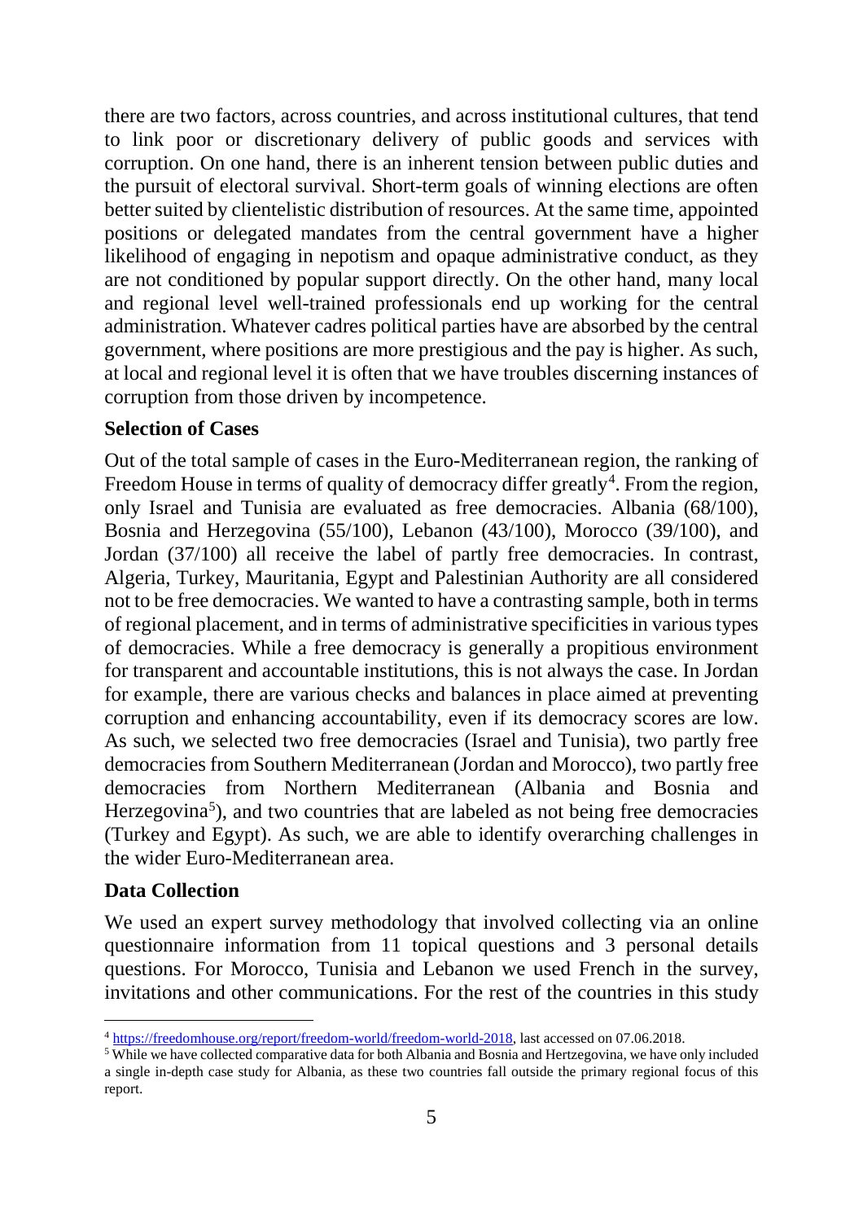there are two factors, across countries, and across institutional cultures, that tend to link poor or discretionary delivery of public goods and services with corruption. On one hand, there is an inherent tension between public duties and the pursuit of electoral survival. Short-term goals of winning elections are often better suited by clientelistic distribution of resources. At the same time, appointed positions or delegated mandates from the central government have a higher likelihood of engaging in nepotism and opaque administrative conduct, as they are not conditioned by popular support directly. On the other hand, many local and regional level well-trained professionals end up working for the central administration. Whatever cadres political parties have are absorbed by the central government, where positions are more prestigious and the pay is higher. As such, at local and regional level it is often that we have troubles discerning instances of corruption from those driven by incompetence.

**Selection of Cases**

Out of the total sample of cases in the Euro-Mediterranean region, the ranking of Freedom House in terms of quality of democracy differ greatly[4]. From the region, only Israel and Tunisia are evaluated as free democracies. Albania (68/100), Bosnia and Herzegovina (55/100), Lebanon (43/100), Morocco (39/100), and Jordan (37/100) all receive the label of partly free democracies. In contrast, Algeria, Turkey, Mauritania, Egypt and Palestinian Authority are all considered not to be free democracies. We wanted to have a contrasting sample, both in terms of regional placement, and in terms of administrative specificities in various types of democracies. While a free democracy is generally a propitious environment for transparent and accountable institutions, this is not always the case. In Jordan for example, there are various checks and balances in place aimed at preventing corruption and enhancing accountability, even if its democracy scores are low. As such, we selected two free democracies (Israel and Tunisia), two partly free democracies from Southern Mediterranean (Jordan and Morocco), two partly free democracies from Northern Mediterranean (Albania and Bosnia and Herzegovina[5]), and two countries that are labeled as not being free democracies (Turkey and Egypt). As such, we are able to identify overarching challenges in the wider Euro-Mediterranean area.

**Data Collection**

We used an expert survey methodology that involved collecting via an online questionnaire information from 11 topical questions and 3 personal details questions. For Morocco, Tunisia and Lebanon we used French in the survey, invitations and other communications. For the rest of the countries in this study

---

[4] https://freedomhouse.org/report/freedom-world/freedom-world-2018, last accessed on 07.06.2018.

[5] While we have collected comparative data for both Albania and Bosnia and Hertzegovina, we have only included a single in-depth case study for Albania, as these two countries fall outside the primary regional focus of this report.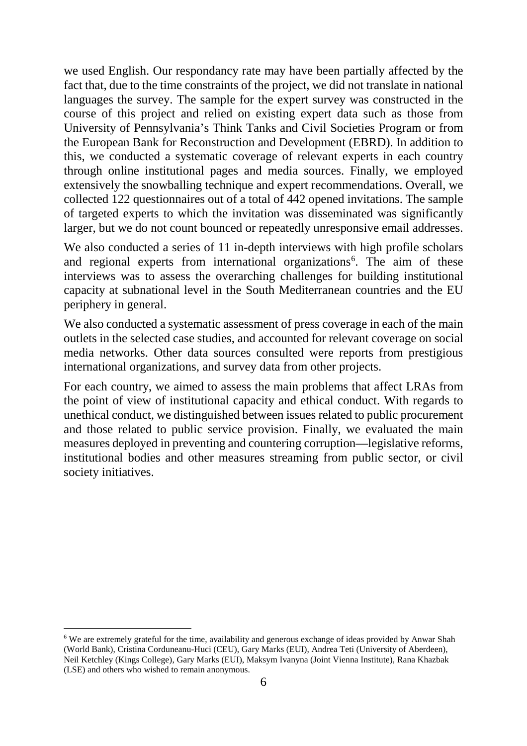we used English. Our respondancy rate may have been partially affected by the fact that, due to the time constraints of the project, we did not translate in national languages the survey. The sample for the expert survey was constructed in the course of this project and relied on existing expert data such as those from University of Pennsylvania's Think Tanks and Civil Societies Program or from the European Bank for Reconstruction and Development (EBRD). In addition to this, we conducted a systematic coverage of relevant experts in each country through online institutional pages and media sources. Finally, we employed extensively the snowballing technique and expert recommendations. Overall, we collected 122 questionnaires out of a total of 442 opened invitations. The sample of targeted experts to which the invitation was disseminated was significantly larger, but we do not count bounced or repeatedly unresponsive email addresses.

We also conducted a series of 11 in-depth interviews with high profile scholars and regional experts from international organizations[6]. The aim of these interviews was to assess the overarching challenges for building institutional capacity at subnational level in the South Mediterranean countries and the EU periphery in general.

We also conducted a systematic assessment of press coverage in each of the main outlets in the selected case studies, and accounted for relevant coverage on social media networks. Other data sources consulted were reports from prestigious international organizations, and survey data from other projects.

For each country, we aimed to assess the main problems that affect LRAs from the point of view of institutional capacity and ethical conduct. With regards to unethical conduct, we distinguished between issues related to public procurement and those related to public service provision. Finally, we evaluated the main measures deployed in preventing and countering corruption—legislative reforms, institutional bodies and other measures streaming from public sector, or civil society initiatives.

[6] We are extremely grateful for the time, availability and generous exchange of ideas provided by Anwar Shah (World Bank), Cristina Corduneanu-Huci (CEU), Gary Marks (EUI), Andrea Teti (University of Aberdeen), Neil Ketchley (Kings College), Gary Marks (EUI), Maksym Ivanyna (Joint Vienna Institute), Rana Khazbak (LSE) and others who wished to remain anonymous.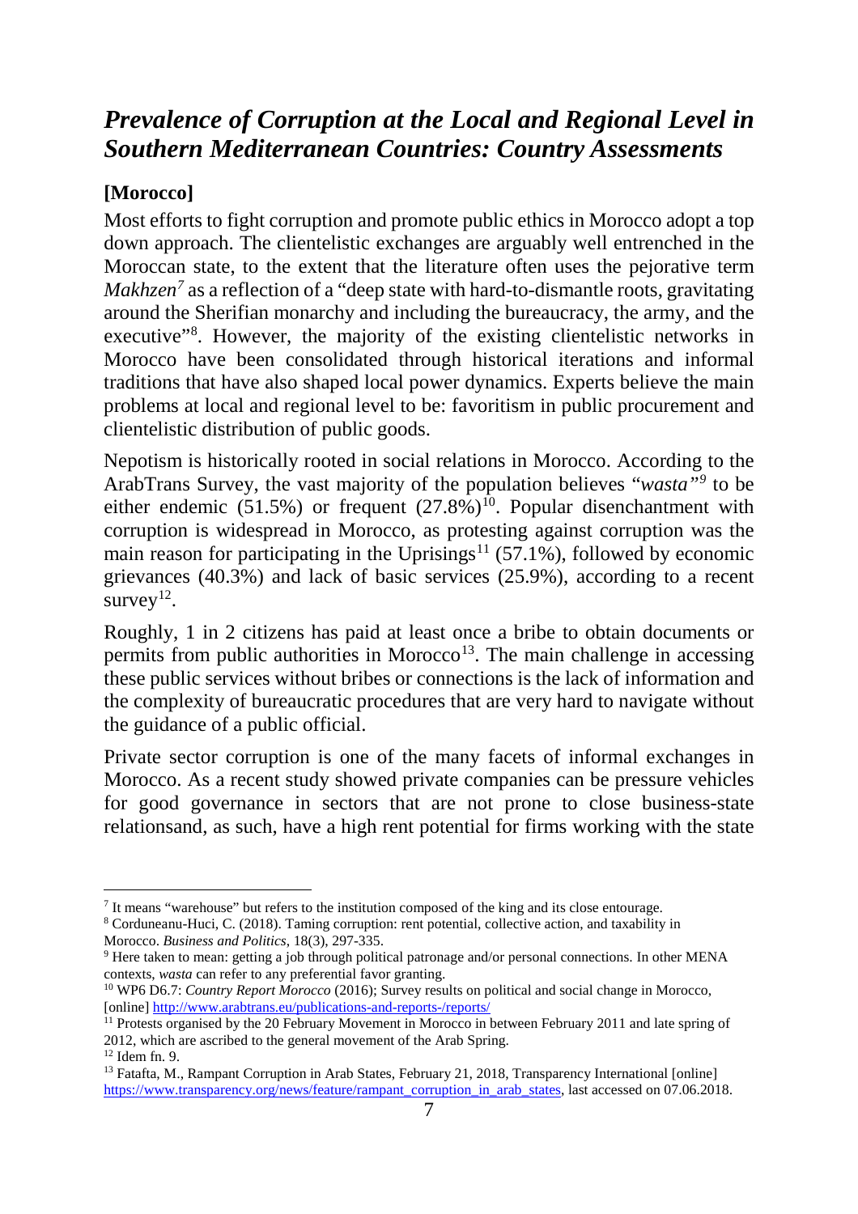# *Prevalence of Corruption at the Local and Regional Level in Southern Mediterranean Countries: Country Assessments*

## [Morocco]

Most efforts to fight corruption and promote public ethics in Morocco adopt a top down approach. The clientelistic exchanges are arguably well entrenched in the Moroccan state, to the extent that the literature often uses the pejorative term *Makhzen*[7] as a reflection of a "deep state with hard-to-dismantle roots, gravitating around the Sherifian monarchy and including the bureaucracy, the army, and the executive"[8]. However, the majority of the existing clientelistic networks in Morocco have been consolidated through historical iterations and informal traditions that have also shaped local power dynamics. Experts believe the main problems at local and regional level to be: favoritism in public procurement and clientelistic distribution of public goods.

Nepotism is historically rooted in social relations in Morocco. According to the ArabTrans Survey, the vast majority of the population believes "*wasta"*[9] to be either endemic (51.5%) or frequent (27.8%)[10]. Popular disenchantment with corruption is widespread in Morocco, as protesting against corruption was the main reason for participating in the Uprisings[11] (57.1%), followed by economic grievances (40.3%) and lack of basic services (25.9%), according to a recent survey[12].

Roughly, 1 in 2 citizens has paid at least once a bribe to obtain documents or permits from public authorities in Morocco[13]. The main challenge in accessing these public services without bribes or connections is the lack of information and the complexity of bureaucratic procedures that are very hard to navigate without the guidance of a public official.

Private sector corruption is one of the many facets of informal exchanges in Morocco. As a recent study showed private companies can be pressure vehicles for good governance in sectors that are not prone to close business-state relationsand, as such, have a high rent potential for firms working with the state

---

[7] It means "warehouse" but refers to the institution composed of the king and its close entourage.

[8] Corduneanu-Huci, C. (2018). Taming corruption: rent potential, collective action, and taxability in Morocco. *Business and Politics*, 18(3), 297-335.

[9] Here taken to mean: getting a job through political patronage and/or personal connections. In other MENA contexts, *wasta* can refer to any preferential favor granting.

[10] WP6 D6.7: *Country Report Morocco* (2016); Survey results on political and social change in Morocco, [online] http://www.arabtrans.eu/publications-and-reports-/reports/

[11] Protests organised by the 20 February Movement in Morocco in between February 2011 and late spring of 2012, which are ascribed to the general movement of the Arab Spring.

[12] Idem fn. 9.

[13] Fatafta, M., Rampant Corruption in Arab States, February 21, 2018, Transparency International [online] https://www.transparency.org/news/feature/rampant_corruption_in_arab_states, last accessed on 07.06.2018.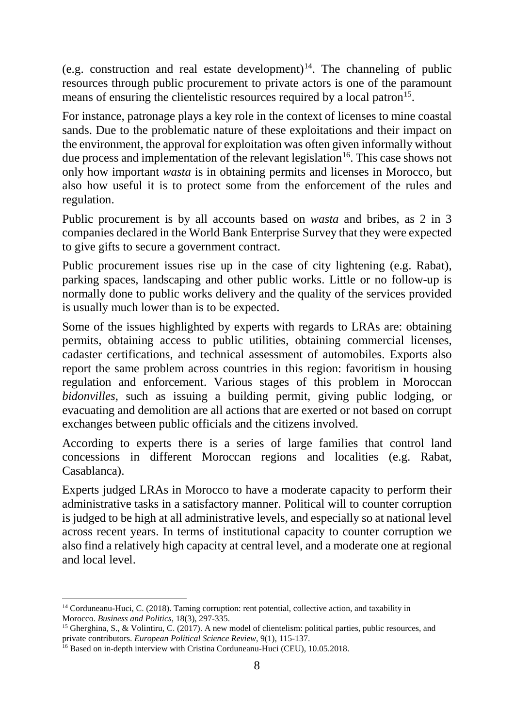(e.g. construction and real estate development)[14]. The channeling of public resources through public procurement to private actors is one of the paramount means of ensuring the clientelistic resources required by a local patron[15].

For instance, patronage plays a key role in the context of licenses to mine coastal sands. Due to the problematic nature of these exploitations and their impact on the environment, the approval for exploitation was often given informally without due process and implementation of the relevant legislation[16]. This case shows not only how important *wasta* is in obtaining permits and licenses in Morocco, but also how useful it is to protect some from the enforcement of the rules and regulation.

Public procurement is by all accounts based on *wasta* and bribes, as 2 in 3 companies declared in the World Bank Enterprise Survey that they were expected to give gifts to secure a government contract.

Public procurement issues rise up in the case of city lightening (e.g. Rabat), parking spaces, landscaping and other public works. Little or no follow-up is normally done to public works delivery and the quality of the services provided is usually much lower than is to be expected.

Some of the issues highlighted by experts with regards to LRAs are: obtaining permits, obtaining access to public utilities, obtaining commercial licenses, cadaster certifications, and technical assessment of automobiles. Exports also report the same problem across countries in this region: favoritism in housing regulation and enforcement. Various stages of this problem in Moroccan *bidonvilles*, such as issuing a building permit, giving public lodging, or evacuating and demolition are all actions that are exerted or not based on corrupt exchanges between public officials and the citizens involved.

According to experts there is a series of large families that control land concessions in different Moroccan regions and localities (e.g. Rabat, Casablanca).

Experts judged LRAs in Morocco to have a moderate capacity to perform their administrative tasks in a satisfactory manner. Political will to counter corruption is judged to be high at all administrative levels, and especially so at national level across recent years. In terms of institutional capacity to counter corruption we also find a relatively high capacity at central level, and a moderate one at regional and local level.

---

[14] Corduneanu-Huci, C. (2018). Taming corruption: rent potential, collective action, and taxability in Morocco. *Business and Politics*, 18(3), 297-335.

[15] Gherghina, S., & Volintiru, C. (2017). A new model of clientelism: political parties, public resources, and private contributors. *European Political Science Review*, 9(1), 115-137.

[16] Based on in-depth interview with Cristina Corduneanu-Huci (CEU), 10.05.2018.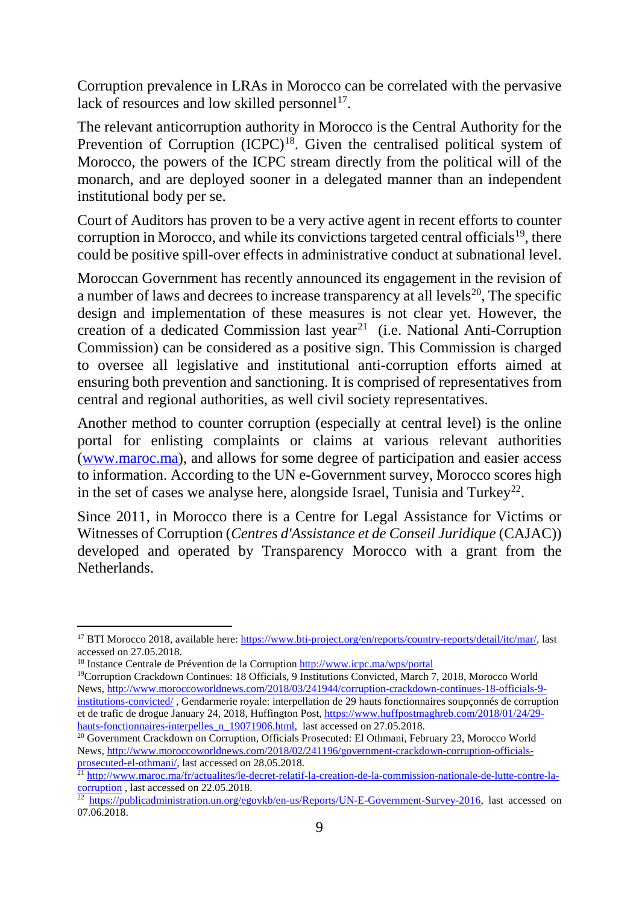Corruption prevalence in LRAs in Morocco can be correlated with the pervasive lack of resources and low skilled personnel[17].

The relevant anticorruption authority in Morocco is the Central Authority for the Prevention of Corruption (ICPC)[18]. Given the centralised political system of Morocco, the powers of the ICPC stream directly from the political will of the monarch, and are deployed sooner in a delegated manner than an independent institutional body per se.

Court of Auditors has proven to be a very active agent in recent efforts to counter corruption in Morocco, and while its convictions targeted central officials[19], there could be positive spill-over effects in administrative conduct at subnational level.

Moroccan Government has recently announced its engagement in the revision of a number of laws and decrees to increase transparency at all levels[20], The specific design and implementation of these measures is not clear yet. However, the creation of a dedicated Commission last year[21] (i.e. National Anti-Corruption Commission) can be considered as a positive sign. This Commission is charged to oversee all legislative and institutional anti-corruption efforts aimed at ensuring both prevention and sanctioning. It is comprised of representatives from central and regional authorities, as well civil society representatives.

Another method to counter corruption (especially at central level) is the online portal for enlisting complaints or claims at various relevant authorities (www.maroc.ma), and allows for some degree of participation and easier access to information. According to the UN e-Government survey, Morocco scores high in the set of cases we analyse here, alongside Israel, Tunisia and Turkey[22].

Since 2011, in Morocco there is a Centre for Legal Assistance for Victims or Witnesses of Corruption (*Centres d'Assistance et de Conseil Juridique* (CAJAC)) developed and operated by Transparency Morocco with a grant from the Netherlands.

---

[17] BTI Morocco 2018, available here: https://www.bti-project.org/en/reports/country-reports/detail/itc/mar/, last accessed on 27.05.2018.

[18] Instance Centrale de Prévention de la Corruption http://www.icpc.ma/wps/portal

[19] Corruption Crackdown Continues: 18 Officials, 9 Institutions Convicted, March 7, 2018, Morocco World News, http://www.moroccoworldnews.com/2018/03/241944/corruption-crackdown-continues-18-officials-9-institutions-convicted/ , Gendarmerie royale: interpellation de 29 hauts fonctionnaires soupçonnés de corruption et de trafic de drogue January 24, 2018, Huffington Post, https://www.huffpostmaghreb.com/2018/01/24/29-hauts-fonctionnaires-interpelles_n_19071906.html, last accessed on 27.05.2018.

[20] Government Crackdown on Corruption, Officials Prosecuted: El Othmani, February 23, Morocco World News, http://www.moroccoworldnews.com/2018/02/241196/government-crackdown-corruption-officials-prosecuted-el-othmani/, last accessed on 28.05.2018.

[21] http://www.maroc.ma/fr/actualites/le-decret-relatif-la-creation-de-la-commission-nationale-de-lutte-contre-la-corruption , last accessed on 22.05.2018.

[22] https://publicadministration.un.org/egovkb/en-us/Reports/UN-E-Government-Survey-2016, last accessed on 07.06.2018.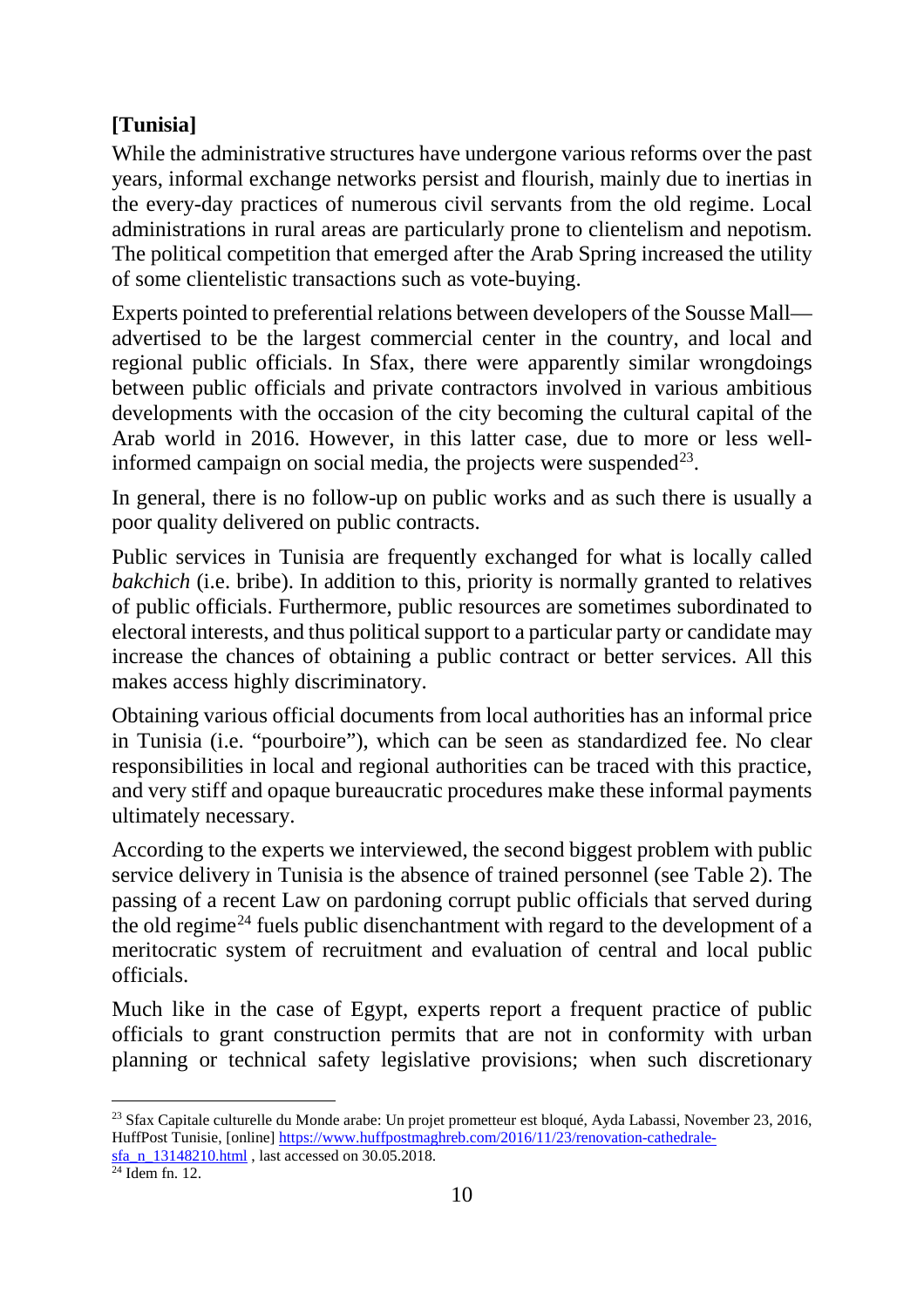**[Tunisia]**

While the administrative structures have undergone various reforms over the past years, informal exchange networks persist and flourish, mainly due to inertias in the every-day practices of numerous civil servants from the old regime. Local administrations in rural areas are particularly prone to clientelism and nepotism. The political competition that emerged after the Arab Spring increased the utility of some clientelistic transactions such as vote-buying.

Experts pointed to preferential relations between developers of the Sousse Mall—advertised to be the largest commercial center in the country, and local and regional public officials. In Sfax, there were apparently similar wrongdoings between public officials and private contractors involved in various ambitious developments with the occasion of the city becoming the cultural capital of the Arab world in 2016. However, in this latter case, due to more or less well-informed campaign on social media, the projects were suspended[23].

In general, there is no follow-up on public works and as such there is usually a poor quality delivered on public contracts.

Public services in Tunisia are frequently exchanged for what is locally called *bakchich* (i.e. bribe). In addition to this, priority is normally granted to relatives of public officials. Furthermore, public resources are sometimes subordinated to electoral interests, and thus political support to a particular party or candidate may increase the chances of obtaining a public contract or better services. All this makes access highly discriminatory.

Obtaining various official documents from local authorities has an informal price in Tunisia (i.e. "pourboire"), which can be seen as standardized fee. No clear responsibilities in local and regional authorities can be traced with this practice, and very stiff and opaque bureaucratic procedures make these informal payments ultimately necessary.

According to the experts we interviewed, the second biggest problem with public service delivery in Tunisia is the absence of trained personnel (see Table 2). The passing of a recent Law on pardoning corrupt public officials that served during the old regime[24] fuels public disenchantment with regard to the development of a meritocratic system of recruitment and evaluation of central and local public officials.

Much like in the case of Egypt, experts report a frequent practice of public officials to grant construction permits that are not in conformity with urban planning or technical safety legislative provisions; when such discretionary

---

[23] Sfax Capitale culturelle du Monde arabe: Un projet prometteur est bloqué, Ayda Labassi, November 23, 2016, HuffPost Tunisie, [online] https://www.huffpostmaghreb.com/2016/11/23/renovation-cathedrale-sfa_n_13148210.html , last accessed on 30.05.2018.

[24] Idem fn. 12.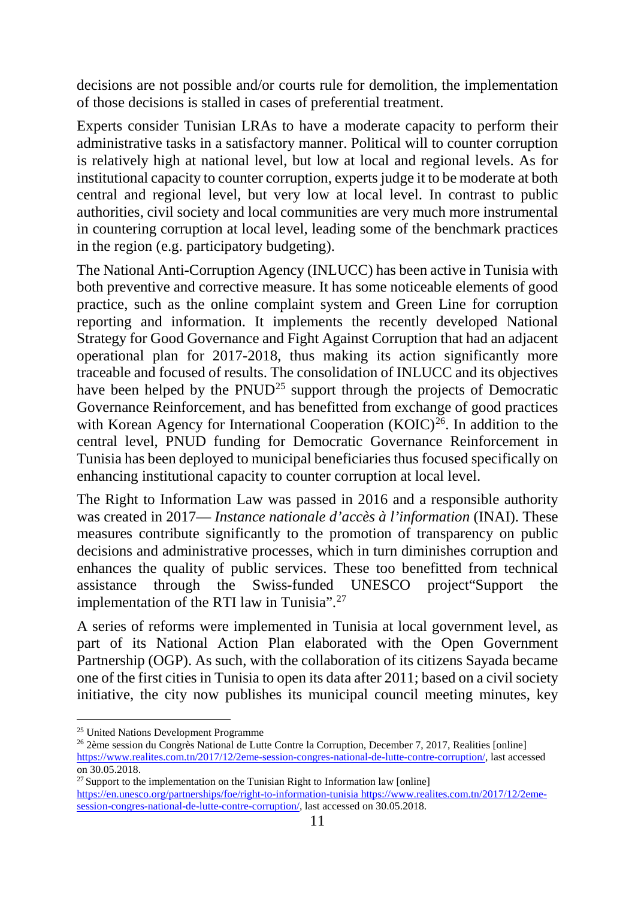decisions are not possible and/or courts rule for demolition, the implementation of those decisions is stalled in cases of preferential treatment.

Experts consider Tunisian LRAs to have a moderate capacity to perform their administrative tasks in a satisfactory manner. Political will to counter corruption is relatively high at national level, but low at local and regional levels. As for institutional capacity to counter corruption, experts judge it to be moderate at both central and regional level, but very low at local level. In contrast to public authorities, civil society and local communities are very much more instrumental in countering corruption at local level, leading some of the benchmark practices in the region (e.g. participatory budgeting).

The National Anti-Corruption Agency (INLUCC) has been active in Tunisia with both preventive and corrective measure. It has some noticeable elements of good practice, such as the online complaint system and Green Line for corruption reporting and information. It implements the recently developed National Strategy for Good Governance and Fight Against Corruption that had an adjacent operational plan for 2017-2018, thus making its action significantly more traceable and focused of results. The consolidation of INLUCC and its objectives have been helped by the PNUD[25] support through the projects of Democratic Governance Reinforcement, and has benefitted from exchange of good practices with Korean Agency for International Cooperation (KOIC)[26]. In addition to the central level, PNUD funding for Democratic Governance Reinforcement in Tunisia has been deployed to municipal beneficiaries thus focused specifically on enhancing institutional capacity to counter corruption at local level.

The Right to Information Law was passed in 2016 and a responsible authority was created in 2017— *Instance nationale d'accès à l'information* (INAI). These measures contribute significantly to the promotion of transparency on public decisions and administrative processes, which in turn diminishes corruption and enhances the quality of public services. These too benefitted from technical assistance through the Swiss-funded UNESCO project"Support the implementation of the RTI law in Tunisia".[27]

A series of reforms were implemented in Tunisia at local government level, as part of its National Action Plan elaborated with the Open Government Partnership (OGP). As such, with the collaboration of its citizens Sayada became one of the first cities in Tunisia to open its data after 2011; based on a civil society initiative, the city now publishes its municipal council meeting minutes, key

---

[25] United Nations Development Programme

[26] 2ème session du Congrès National de Lutte Contre la Corruption, December 7, 2017, Realities [online] https://www.realites.com.tn/2017/12/2eme-session-congres-national-de-lutte-contre-corruption/, last accessed on 30.05.2018.

[27] Support to the implementation on the Tunisian Right to Information law [online] https://en.unesco.org/partnerships/foe/right-to-information-tunisia https://www.realites.com.tn/2017/12/2eme-session-congres-national-de-lutte-contre-corruption/, last accessed on 30.05.2018.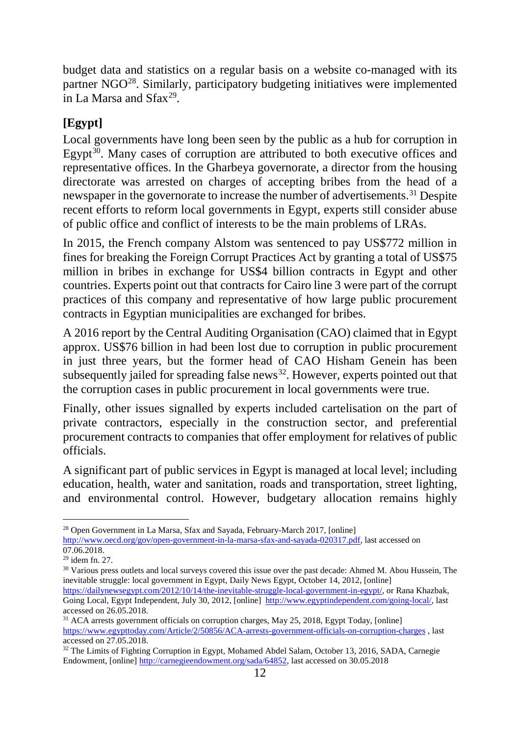budget data and statistics on a regular basis on a website co-managed with its partner NGO[28]. Similarly, participatory budgeting initiatives were implemented in La Marsa and Sfax[29].

**[Egypt]**

Local governments have long been seen by the public as a hub for corruption in Egypt[30]. Many cases of corruption are attributed to both executive offices and representative offices. In the Gharbeya governorate, a director from the housing directorate was arrested on charges of accepting bribes from the head of a newspaper in the governorate to increase the number of advertisements.[31] Despite recent efforts to reform local governments in Egypt, experts still consider abuse of public office and conflict of interests to be the main problems of LRAs.

In 2015, the French company Alstom was sentenced to pay US$772 million in fines for breaking the Foreign Corrupt Practices Act by granting a total of US$75 million in bribes in exchange for US$4 billion contracts in Egypt and other countries. Experts point out that contracts for Cairo line 3 were part of the corrupt practices of this company and representative of how large public procurement contracts in Egyptian municipalities are exchanged for bribes.

A 2016 report by the Central Auditing Organisation (CAO) claimed that in Egypt approx. US$76 billion in had been lost due to corruption in public procurement in just three years, but the former head of CAO Hisham Genein has been subsequently jailed for spreading false news[32]. However, experts pointed out that the corruption cases in public procurement in local governments were true.

Finally, other issues signalled by experts included cartelisation on the part of private contractors, especially in the construction sector, and preferential procurement contracts to companies that offer employment for relatives of public officials.

A significant part of public services in Egypt is managed at local level; including education, health, water and sanitation, roads and transportation, street lighting, and environmental control. However, budgetary allocation remains highly

---

[28] Open Government in La Marsa, Sfax and Sayada, February-March 2017, [online] http://www.oecd.org/gov/open-government-in-la-marsa-sfax-and-sayada-020317.pdf, last accessed on 07.06.2018.

[29] idem fn. 27.

[30] Various press outlets and local surveys covered this issue over the past decade: Ahmed M. Abou Hussein, The inevitable struggle: local government in Egypt, Daily News Egypt, October 14, 2012, [online] https://dailynewsegypt.com/2012/10/14/the-inevitable-struggle-local-government-in-egypt/, or Rana Khazbak, Going Local, Egypt Independent, July 30, 2012, [online] http://www.egyptindependent.com/going-local/, last accessed on 26.05.2018.

[31] ACA arrests government officials on corruption charges, May 25, 2018, Egypt Today, [online] https://www.egypttoday.com/Article/2/50856/ACA-arrests-government-officials-on-corruption-charges , last accessed on 27.05.2018.

[32] The Limits of Fighting Corruption in Egypt, Mohamed Abdel Salam, October 13, 2016, SADA, Carnegie Endowment, [online] http://carnegieendowment.org/sada/64852, last accessed on 30.05.2018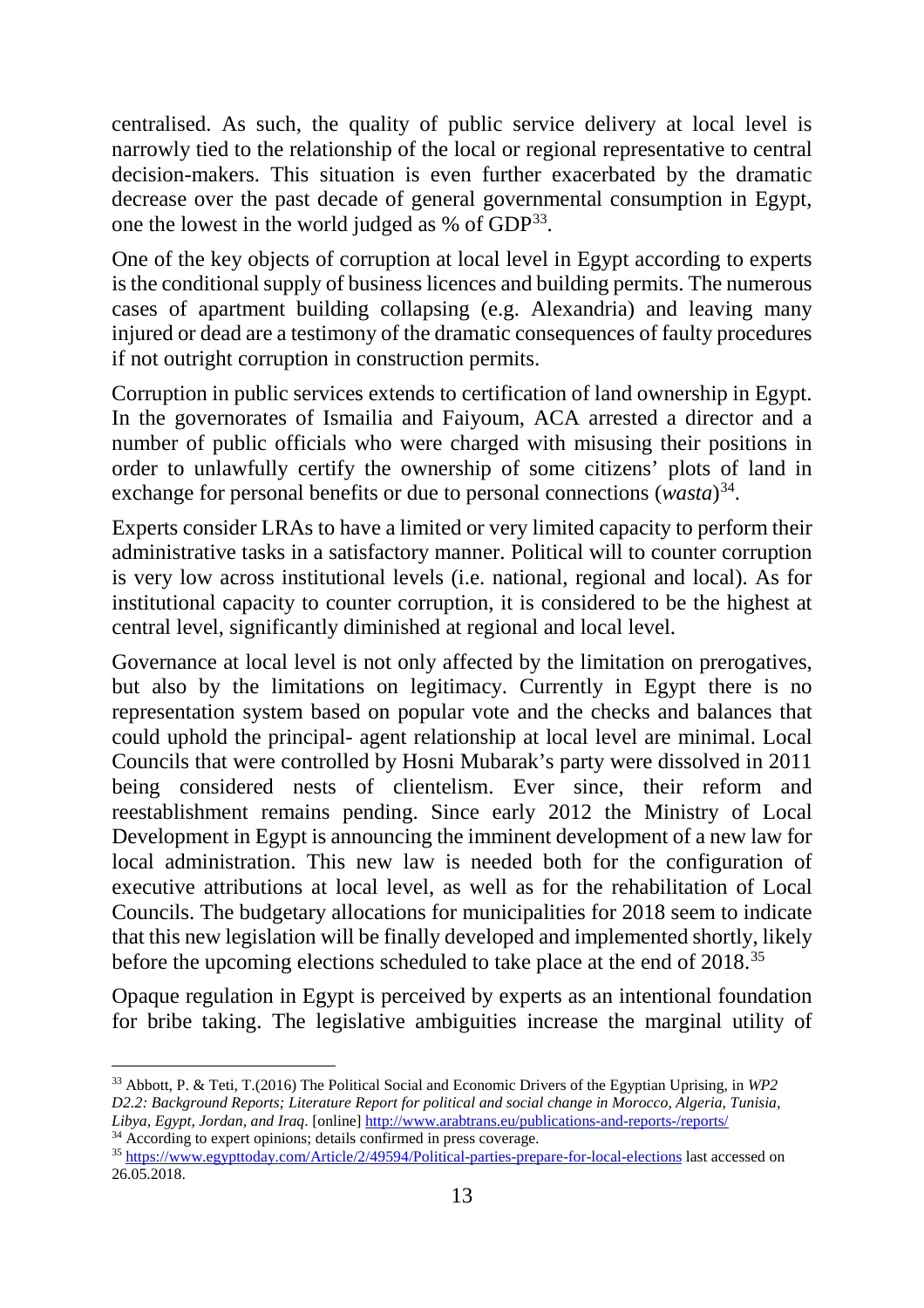centralised. As such, the quality of public service delivery at local level is narrowly tied to the relationship of the local or regional representative to central decision-makers. This situation is even further exacerbated by the dramatic decrease over the past decade of general governmental consumption in Egypt, one the lowest in the world judged as % of GDP[33].

One of the key objects of corruption at local level in Egypt according to experts is the conditional supply of business licences and building permits. The numerous cases of apartment building collapsing (e.g. Alexandria) and leaving many injured or dead are a testimony of the dramatic consequences of faulty procedures if not outright corruption in construction permits.

Corruption in public services extends to certification of land ownership in Egypt. In the governorates of Ismailia and Faiyoum, ACA arrested a director and a number of public officials who were charged with misusing their positions in order to unlawfully certify the ownership of some citizens' plots of land in exchange for personal benefits or due to personal connections (*wasta*)[34].

Experts consider LRAs to have a limited or very limited capacity to perform their administrative tasks in a satisfactory manner. Political will to counter corruption is very low across institutional levels (i.e. national, regional and local). As for institutional capacity to counter corruption, it is considered to be the highest at central level, significantly diminished at regional and local level.

Governance at local level is not only affected by the limitation on prerogatives, but also by the limitations on legitimacy. Currently in Egypt there is no representation system based on popular vote and the checks and balances that could uphold the principal- agent relationship at local level are minimal. Local Councils that were controlled by Hosni Mubarak's party were dissolved in 2011 being considered nests of clientelism. Ever since, their reform and reestablishment remains pending. Since early 2012 the Ministry of Local Development in Egypt is announcing the imminent development of a new law for local administration. This new law is needed both for the configuration of executive attributions at local level, as well as for the rehabilitation of Local Councils. The budgetary allocations for municipalities for 2018 seem to indicate that this new legislation will be finally developed and implemented shortly, likely before the upcoming elections scheduled to take place at the end of 2018.[35]

Opaque regulation in Egypt is perceived by experts as an intentional foundation for bribe taking. The legislative ambiguities increase the marginal utility of

---

[33] Abbott, P. & Teti, T.(2016) The Political Social and Economic Drivers of the Egyptian Uprising, in *WP2 D2.2: Background Reports; Literature Report for political and social change in Morocco, Algeria, Tunisia, Libya, Egypt, Jordan, and Iraq*. [online] http://www.arabtrans.eu/publications-and-reports-/reports/

[34] According to expert opinions; details confirmed in press coverage.

[35] https://www.egypttoday.com/Article/2/49594/Political-parties-prepare-for-local-elections last accessed on 26.05.2018.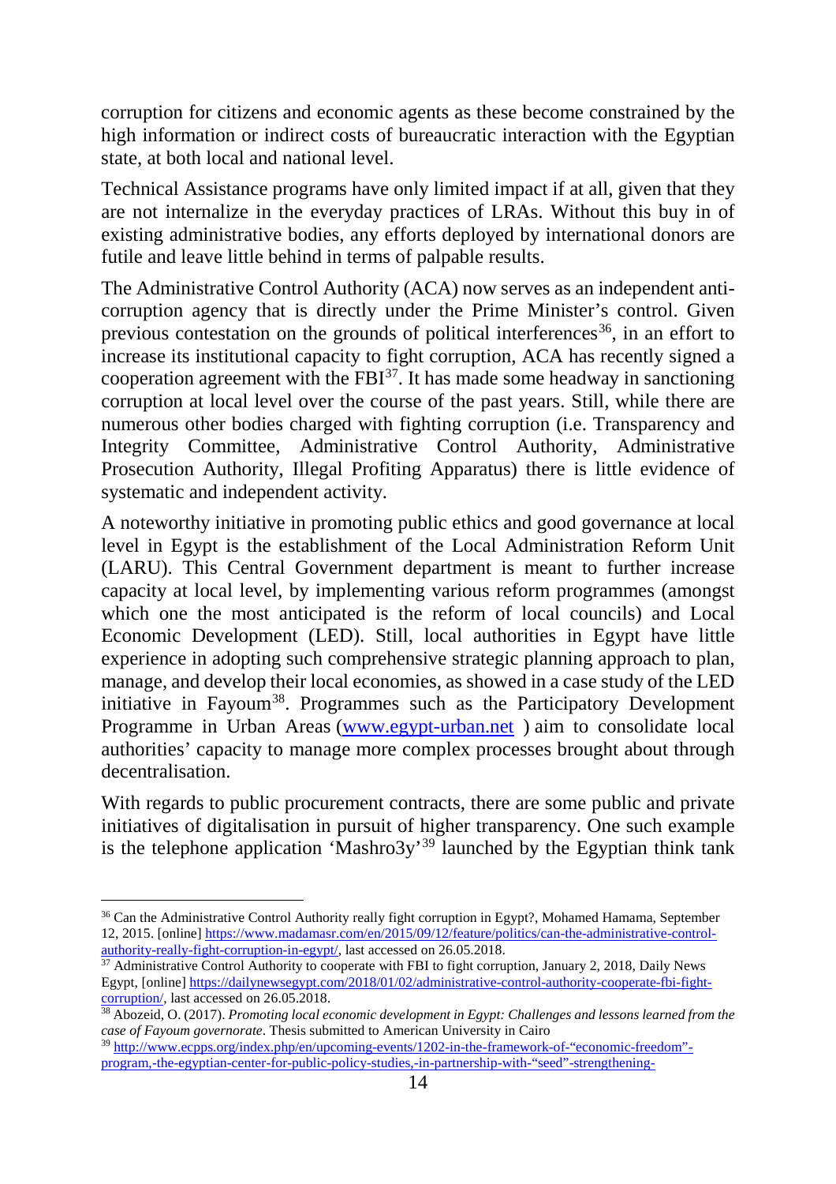corruption for citizens and economic agents as these become constrained by the high information or indirect costs of bureaucratic interaction with the Egyptian state, at both local and national level.

Technical Assistance programs have only limited impact if at all, given that they are not internalize in the everyday practices of LRAs. Without this buy in of existing administrative bodies, any efforts deployed by international donors are futile and leave little behind in terms of palpable results.

The Administrative Control Authority (ACA) now serves as an independent anti-corruption agency that is directly under the Prime Minister's control. Given previous contestation on the grounds of political interferences[36], in an effort to increase its institutional capacity to fight corruption, ACA has recently signed a cooperation agreement with the FBI[37]. It has made some headway in sanctioning corruption at local level over the course of the past years. Still, while there are numerous other bodies charged with fighting corruption (i.e. Transparency and Integrity Committee, Administrative Control Authority, Administrative Prosecution Authority, Illegal Profiting Apparatus) there is little evidence of systematic and independent activity.

A noteworthy initiative in promoting public ethics and good governance at local level in Egypt is the establishment of the Local Administration Reform Unit (LARU). This Central Government department is meant to further increase capacity at local level, by implementing various reform programmes (amongst which one the most anticipated is the reform of local councils) and Local Economic Development (LED). Still, local authorities in Egypt have little experience in adopting such comprehensive strategic planning approach to plan, manage, and develop their local economies, as showed in a case study of the LED initiative in Fayoum[38]. Programmes such as the Participatory Development Programme in Urban Areas ([www.egypt-urban.net](http://www.egypt-urban.net) ) aim to consolidate local authorities' capacity to manage more complex processes brought about through decentralisation.

With regards to public procurement contracts, there are some public and private initiatives of digitalisation in pursuit of higher transparency. One such example is the telephone application 'Mashro3y'[39] launched by the Egyptian think tank

---

[36] Can the Administrative Control Authority really fight corruption in Egypt?, Mohamed Hamama, September 12, 2015. [online] https://www.madamasr.com/en/2015/09/12/feature/politics/can-the-administrative-control-authority-really-fight-corruption-in-egypt/, last accessed on 26.05.2018.

[37] Administrative Control Authority to cooperate with FBI to fight corruption, January 2, 2018, Daily News Egypt, [online] https://dailynewsegypt.com/2018/01/02/administrative-control-authority-cooperate-fbi-fight-corruption/, last accessed on 26.05.2018.

[38] Abozeid, O. (2017). *Promoting local economic development in Egypt: Challenges and lessons learned from the case of Fayoum governorate*. Thesis submitted to American University in Cairo

[39] http://www.ecpps.org/index.php/en/upcoming-events/1202-in-the-framework-of-"economic-freedom"-program,-the-egyptian-center-for-public-policy-studies,-in-partnership-with-"seed"-strengthening-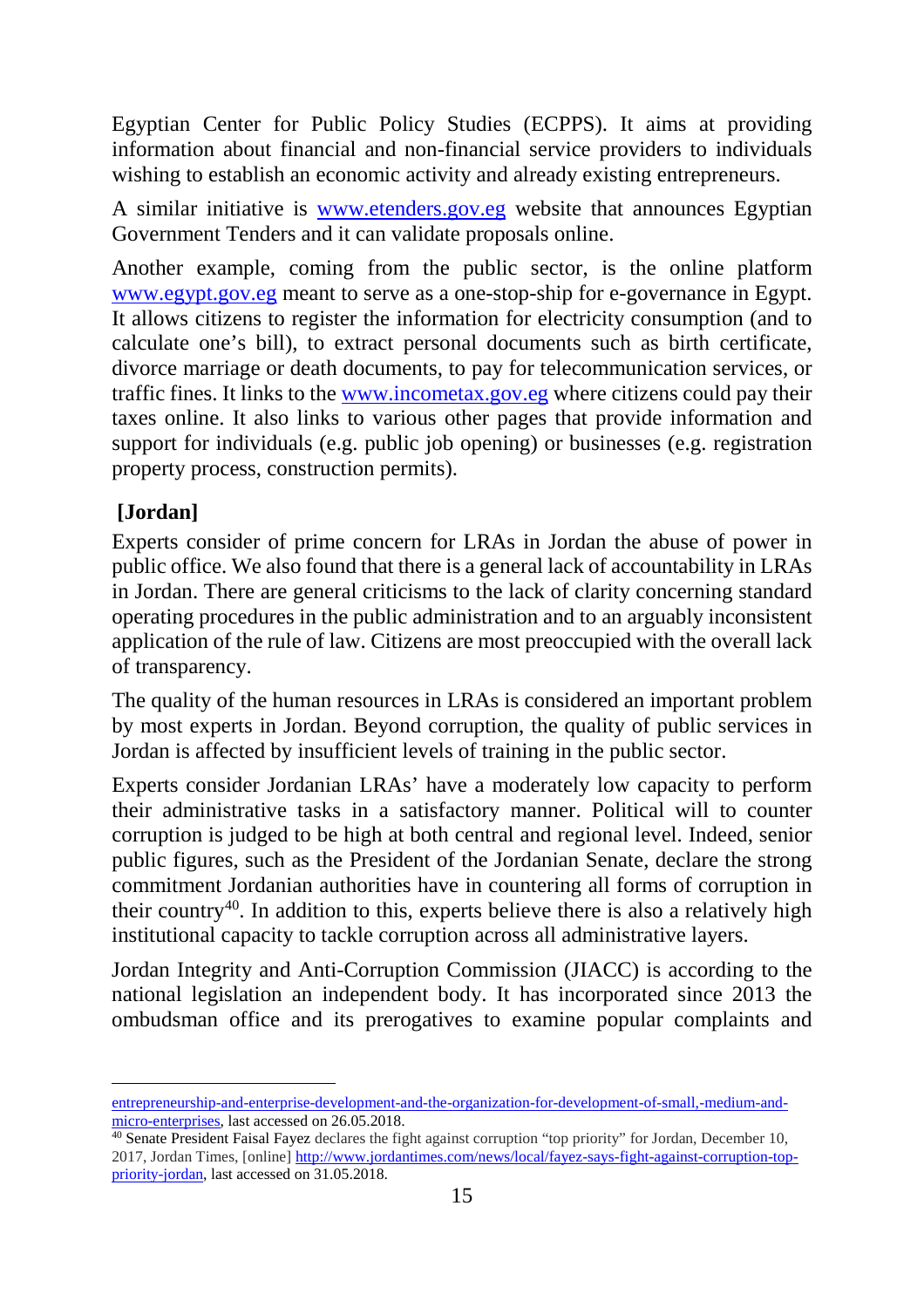Egyptian Center for Public Policy Studies (ECPPS). It aims at providing information about financial and non-financial service providers to individuals wishing to establish an economic activity and already existing entrepreneurs.

A similar initiative is www.etenders.gov.eg website that announces Egyptian Government Tenders and it can validate proposals online.

Another example, coming from the public sector, is the online platform www.egypt.gov.eg meant to serve as a one-stop-ship for e-governance in Egypt. It allows citizens to register the information for electricity consumption (and to calculate one's bill), to extract personal documents such as birth certificate, divorce marriage or death documents, to pay for telecommunication services, or traffic fines. It links to the www.incometax.gov.eg where citizens could pay their taxes online. It also links to various other pages that provide information and support for individuals (e.g. public job opening) or businesses (e.g. registration property process, construction permits).

## [Jordan]

Experts consider of prime concern for LRAs in Jordan the abuse of power in public office. We also found that there is a general lack of accountability in LRAs in Jordan. There are general criticisms to the lack of clarity concerning standard operating procedures in the public administration and to an arguably inconsistent application of the rule of law. Citizens are most preoccupied with the overall lack of transparency.

The quality of the human resources in LRAs is considered an important problem by most experts in Jordan. Beyond corruption, the quality of public services in Jordan is affected by insufficient levels of training in the public sector.

Experts consider Jordanian LRAs' have a moderately low capacity to perform their administrative tasks in a satisfactory manner. Political will to counter corruption is judged to be high at both central and regional level. Indeed, senior public figures, such as the President of the Jordanian Senate, declare the strong commitment Jordanian authorities have in countering all forms of corruption in their country[40]. In addition to this, experts believe there is also a relatively high institutional capacity to tackle corruption across all administrative layers.

Jordan Integrity and Anti-Corruption Commission (JIACC) is according to the national legislation an independent body. It has incorporated since 2013 the ombudsman office and its prerogatives to examine popular complaints and

---

entrepreneurship-and-enterprise-development-and-the-organization-for-development-of-small,-medium-and-micro-enterprises, last accessed on 26.05.2018.

[40] Senate President Faisal Fayez declares the fight against corruption "top priority" for Jordan, December 10, 2017, Jordan Times, [online] http://www.jordantimes.com/news/local/fayez-says-fight-against-corruption-top-priority-jordan, last accessed on 31.05.2018.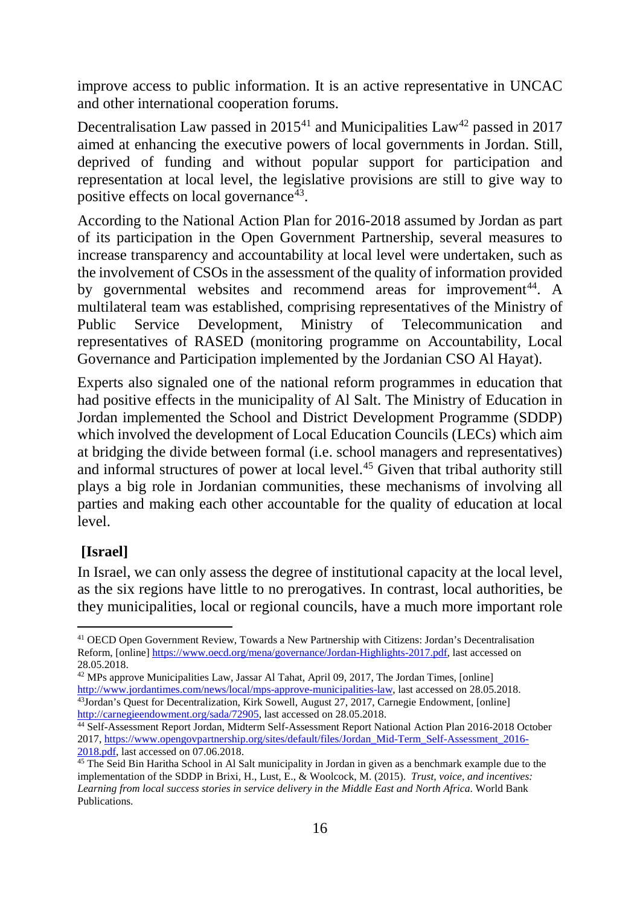improve access to public information. It is an active representative in UNCAC and other international cooperation forums.

Decentralisation Law passed in 2015[41] and Municipalities Law[42] passed in 2017 aimed at enhancing the executive powers of local governments in Jordan. Still, deprived of funding and without popular support for participation and representation at local level, the legislative provisions are still to give way to positive effects on local governance[43].

According to the National Action Plan for 2016-2018 assumed by Jordan as part of its participation in the Open Government Partnership, several measures to increase transparency and accountability at local level were undertaken, such as the involvement of CSOs in the assessment of the quality of information provided by governmental websites and recommend areas for improvement[44]. A multilateral team was established, comprising representatives of the Ministry of Public Service Development, Ministry of Telecommunication and representatives of RASED (monitoring programme on Accountability, Local Governance and Participation implemented by the Jordanian CSO Al Hayat).

Experts also signaled one of the national reform programmes in education that had positive effects in the municipality of Al Salt. The Ministry of Education in Jordan implemented the School and District Development Programme (SDDP) which involved the development of Local Education Councils (LECs) which aim at bridging the divide between formal (i.e. school managers and representatives) and informal structures of power at local level.[45] Given that tribal authority still plays a big role in Jordanian communities, these mechanisms of involving all parties and making each other accountable for the quality of education at local level.

**[Israel]**

In Israel, we can only assess the degree of institutional capacity at the local level, as the six regions have little to no prerogatives. In contrast, local authorities, be they municipalities, local or regional councils, have a much more important role

---

[41] OECD Open Government Review, Towards a New Partnership with Citizens: Jordan's Decentralisation Reform, [online] https://www.oecd.org/mena/governance/Jordan-Highlights-2017.pdf, last accessed on 28.05.2018.

[42] MPs approve Municipalities Law, Jassar Al Tahat, April 09, 2017, The Jordan Times, [online] http://www.jordantimes.com/news/local/mps-approve-municipalities-law, last accessed on 28.05.2018.

[43] Jordan's Quest for Decentralization, Kirk Sowell, August 27, 2017, Carnegie Endowment, [online] http://carnegieendowment.org/sada/72905, last accessed on 28.05.2018.

[44] Self-Assessment Report Jordan, Midterm Self-Assessment Report National Action Plan 2016-2018 October 2017, https://www.opengovpartnership.org/sites/default/files/Jordan_Mid-Term_Self-Assessment_2016-2018.pdf, last accessed on 07.06.2018.

[45] The Seid Bin Haritha School in Al Salt municipality in Jordan in given as a benchmark example due to the implementation of the SDDP in Brixi, H., Lust, E., & Woolcock, M. (2015). *Trust, voice, and incentives: Learning from local success stories in service delivery in the Middle East and North Africa*. World Bank Publications.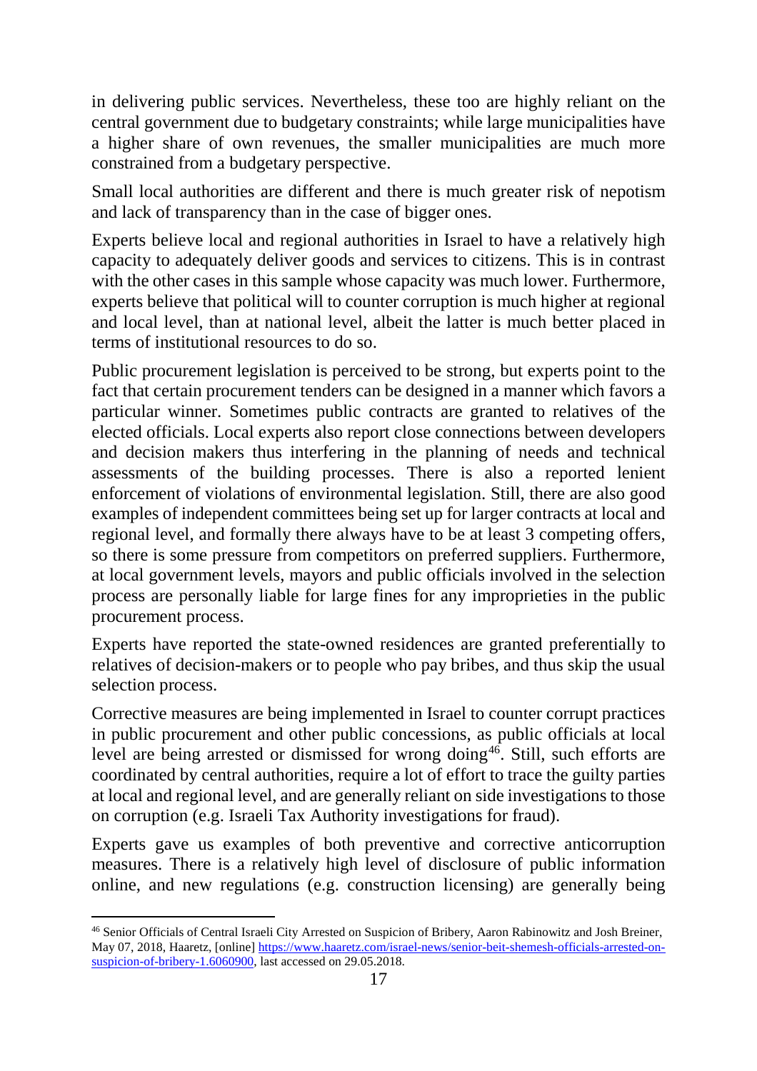in delivering public services. Nevertheless, these too are highly reliant on the central government due to budgetary constraints; while large municipalities have a higher share of own revenues, the smaller municipalities are much more constrained from a budgetary perspective.

Small local authorities are different and there is much greater risk of nepotism and lack of transparency than in the case of bigger ones.

Experts believe local and regional authorities in Israel to have a relatively high capacity to adequately deliver goods and services to citizens. This is in contrast with the other cases in this sample whose capacity was much lower. Furthermore, experts believe that political will to counter corruption is much higher at regional and local level, than at national level, albeit the latter is much better placed in terms of institutional resources to do so.

Public procurement legislation is perceived to be strong, but experts point to the fact that certain procurement tenders can be designed in a manner which favors a particular winner. Sometimes public contracts are granted to relatives of the elected officials. Local experts also report close connections between developers and decision makers thus interfering in the planning of needs and technical assessments of the building processes. There is also a reported lenient enforcement of violations of environmental legislation. Still, there are also good examples of independent committees being set up for larger contracts at local and regional level, and formally there always have to be at least 3 competing offers, so there is some pressure from competitors on preferred suppliers. Furthermore, at local government levels, mayors and public officials involved in the selection process are personally liable for large fines for any improprieties in the public procurement process.

Experts have reported the state-owned residences are granted preferentially to relatives of decision-makers or to people who pay bribes, and thus skip the usual selection process.

Corrective measures are being implemented in Israel to counter corrupt practices in public procurement and other public concessions, as public officials at local level are being arrested or dismissed for wrong doing[46]. Still, such efforts are coordinated by central authorities, require a lot of effort to trace the guilty parties at local and regional level, and are generally reliant on side investigations to those on corruption (e.g. Israeli Tax Authority investigations for fraud).

Experts gave us examples of both preventive and corrective anticorruption measures. There is a relatively high level of disclosure of public information online, and new regulations (e.g. construction licensing) are generally being

[46] Senior Officials of Central Israeli City Arrested on Suspicion of Bribery, Aaron Rabinowitz and Josh Breiner, May 07, 2018, Haaretz, [online] https://www.haaretz.com/israel-news/senior-beit-shemesh-officials-arrested-on-suspicion-of-bribery-1.6060900, last accessed on 29.05.2018.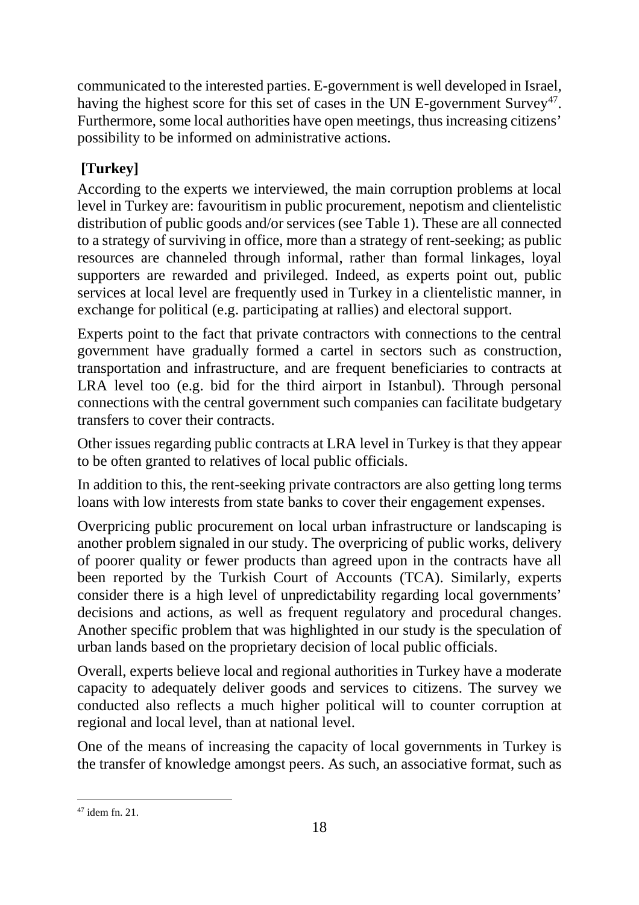communicated to the interested parties. E-government is well developed in Israel, having the highest score for this set of cases in the UN E-government Survey[47]. Furthermore, some local authorities have open meetings, thus increasing citizens' possibility to be informed on administrative actions.

**[Turkey]**

According to the experts we interviewed, the main corruption problems at local level in Turkey are: favouritism in public procurement, nepotism and clientelistic distribution of public goods and/or services (see Table 1). These are all connected to a strategy of surviving in office, more than a strategy of rent-seeking; as public resources are channeled through informal, rather than formal linkages, loyal supporters are rewarded and privileged. Indeed, as experts point out, public services at local level are frequently used in Turkey in a clientelistic manner, in exchange for political (e.g. participating at rallies) and electoral support.

Experts point to the fact that private contractors with connections to the central government have gradually formed a cartel in sectors such as construction, transportation and infrastructure, and are frequent beneficiaries to contracts at LRA level too (e.g. bid for the third airport in Istanbul). Through personal connections with the central government such companies can facilitate budgetary transfers to cover their contracts.

Other issues regarding public contracts at LRA level in Turkey is that they appear to be often granted to relatives of local public officials.

In addition to this, the rent-seeking private contractors are also getting long terms loans with low interests from state banks to cover their engagement expenses.

Overpricing public procurement on local urban infrastructure or landscaping is another problem signaled in our study. The overpricing of public works, delivery of poorer quality or fewer products than agreed upon in the contracts have all been reported by the Turkish Court of Accounts (TCA). Similarly, experts consider there is a high level of unpredictability regarding local governments' decisions and actions, as well as frequent regulatory and procedural changes. Another specific problem that was highlighted in our study is the speculation of urban lands based on the proprietary decision of local public officials.

Overall, experts believe local and regional authorities in Turkey have a moderate capacity to adequately deliver goods and services to citizens. The survey we conducted also reflects a much higher political will to counter corruption at regional and local level, than at national level.

One of the means of increasing the capacity of local governments in Turkey is the transfer of knowledge amongst peers. As such, an associative format, such as

---

[47] idem fn. 21.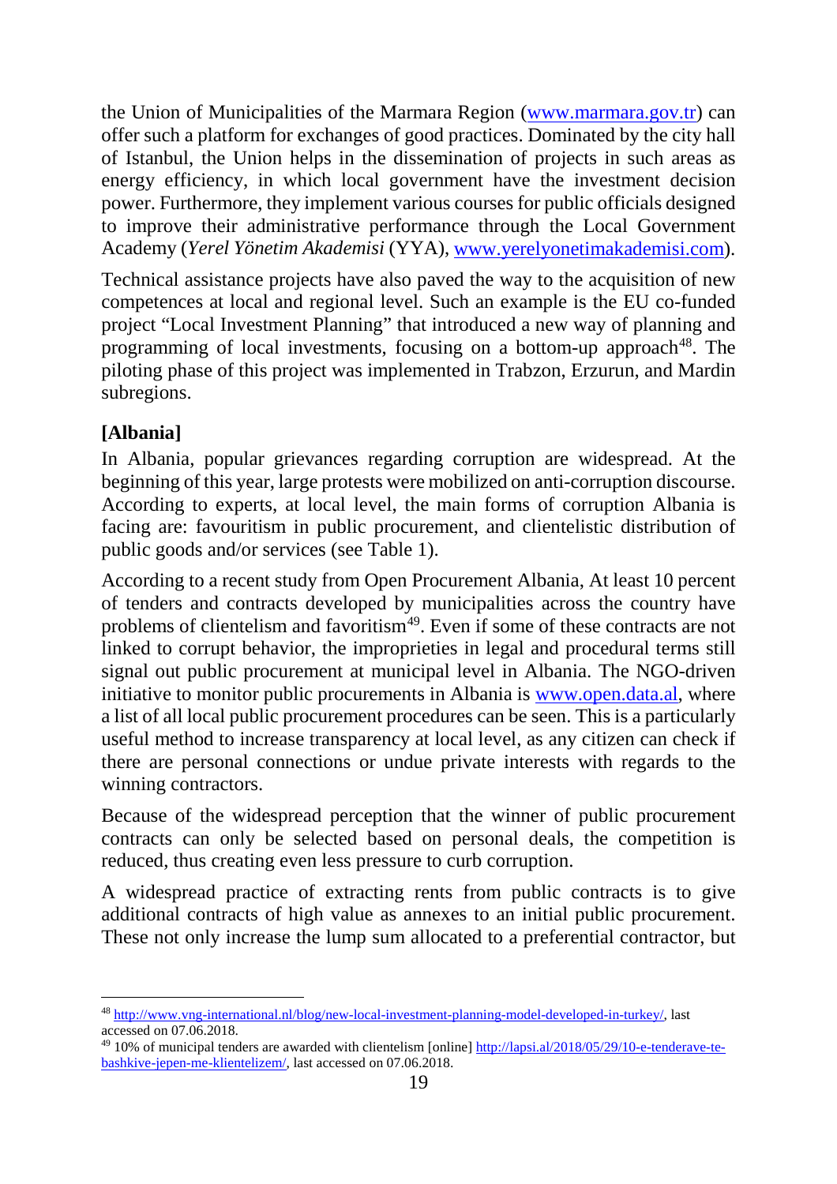the Union of Municipalities of the Marmara Region (www.marmara.gov.tr) can offer such a platform for exchanges of good practices. Dominated by the city hall of Istanbul, the Union helps in the dissemination of projects in such areas as energy efficiency, in which local government have the investment decision power. Furthermore, they implement various courses for public officials designed to improve their administrative performance through the Local Government Academy (*Yerel Yönetim Akademisi* (YYA), www.yerelyonetimakademisi.com).

Technical assistance projects have also paved the way to the acquisition of new competences at local and regional level. Such an example is the EU co-funded project "Local Investment Planning" that introduced a new way of planning and programming of local investments, focusing on a bottom-up approach[48]. The piloting phase of this project was implemented in Trabzon, Erzurun, and Mardin subregions.

**[Albania]**

In Albania, popular grievances regarding corruption are widespread. At the beginning of this year, large protests were mobilized on anti-corruption discourse. According to experts, at local level, the main forms of corruption Albania is facing are: favouritism in public procurement, and clientelistic distribution of public goods and/or services (see Table 1).

According to a recent study from Open Procurement Albania, At least 10 percent of tenders and contracts developed by municipalities across the country have problems of clientelism and favoritism[49]. Even if some of these contracts are not linked to corrupt behavior, the improprieties in legal and procedural terms still signal out public procurement at municipal level in Albania. The NGO-driven initiative to monitor public procurements in Albania is www.open.data.al, where a list of all local public procurement procedures can be seen. This is a particularly useful method to increase transparency at local level, as any citizen can check if there are personal connections or undue private interests with regards to the winning contractors.

Because of the widespread perception that the winner of public procurement contracts can only be selected based on personal deals, the competition is reduced, thus creating even less pressure to curb corruption.

A widespread practice of extracting rents from public contracts is to give additional contracts of high value as annexes to an initial public procurement. These not only increase the lump sum allocated to a preferential contractor, but

---

[48] http://www.vng-international.nl/blog/new-local-investment-planning-model-developed-in-turkey/, last accessed on 07.06.2018.

[49] 10% of municipal tenders are awarded with clientelism [online] http://lapsi.al/2018/05/29/10-e-tenderave-te-bashkive-jepen-me-klientelizem/, last accessed on 07.06.2018.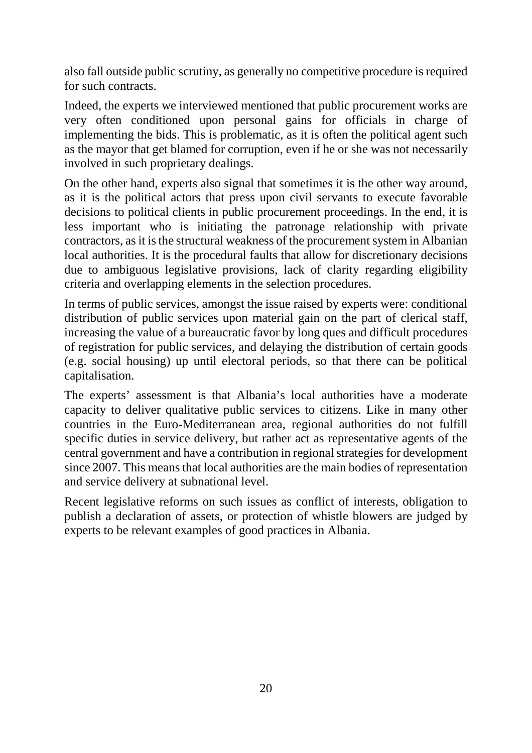also fall outside public scrutiny, as generally no competitive procedure is required for such contracts.

Indeed, the experts we interviewed mentioned that public procurement works are very often conditioned upon personal gains for officials in charge of implementing the bids. This is problematic, as it is often the political agent such as the mayor that get blamed for corruption, even if he or she was not necessarily involved in such proprietary dealings.

On the other hand, experts also signal that sometimes it is the other way around, as it is the political actors that press upon civil servants to execute favorable decisions to political clients in public procurement proceedings. In the end, it is less important who is initiating the patronage relationship with private contractors, as it is the structural weakness of the procurement system in Albanian local authorities. It is the procedural faults that allow for discretionary decisions due to ambiguous legislative provisions, lack of clarity regarding eligibility criteria and overlapping elements in the selection procedures.

In terms of public services, amongst the issue raised by experts were: conditional distribution of public services upon material gain on the part of clerical staff, increasing the value of a bureaucratic favor by long ques and difficult procedures of registration for public services, and delaying the distribution of certain goods (e.g. social housing) up until electoral periods, so that there can be political capitalisation.

The experts' assessment is that Albania's local authorities have a moderate capacity to deliver qualitative public services to citizens. Like in many other countries in the Euro-Mediterranean area, regional authorities do not fulfill specific duties in service delivery, but rather act as representative agents of the central government and have a contribution in regional strategies for development since 2007. This means that local authorities are the main bodies of representation and service delivery at subnational level.

Recent legislative reforms on such issues as conflict of interests, obligation to publish a declaration of assets, or protection of whistle blowers are judged by experts to be relevant examples of good practices in Albania.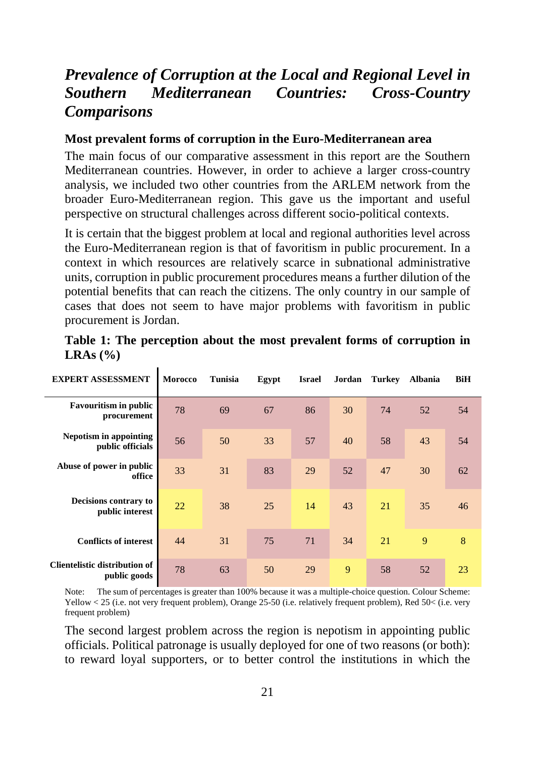## *Prevalence of Corruption at the Local and Regional Level in Southern Mediterranean Countries: Cross-Country Comparisons*

### Most prevalent forms of corruption in the Euro-Mediterranean area

The main focus of our comparative assessment in this report are the Southern Mediterranean countries. However, in order to achieve a larger cross-country analysis, we included two other countries from the ARLEM network from the broader Euro-Mediterranean region. This gave us the important and useful perspective on structural challenges across different socio-political contexts.

It is certain that the biggest problem at local and regional authorities level across the Euro-Mediterranean region is that of favoritism in public procurement. In a context in which resources are relatively scarce in subnational administrative units, corruption in public procurement procedures means a further dilution of the potential benefits that can reach the citizens. The only country in our sample of cases that does not seem to have major problems with favoritism in public procurement is Jordan.

**Table 1: The perception about the most prevalent forms of corruption in LRAs (%)**

| EXPERT ASSESSMENT | Morocco | Tunisia | Egypt | Israel | Jordan | Turkey | Albania | BiH |
|---|---|---|---|---|---|---|---|---|
| Favouritism in public procurement | 78 | 69 | 67 | 86 | 30 | 74 | 52 | 54 |
| Nepotism in appointing public officials | 56 | 50 | 33 | 57 | 40 | 58 | 43 | 54 |
| Abuse of power in public office | 33 | 31 | 83 | 29 | 52 | 47 | 30 | 62 |
| Decisions contrary to public interest | 22 | 38 | 25 | 14 | 43 | 21 | 35 | 46 |
| Conflicts of interest | 44 | 31 | 75 | 71 | 34 | 21 | 9 | 8 |
| Clientelistic distribution of public goods | 78 | 63 | 50 | 29 | 9 | 58 | 52 | 23 |

Note: The sum of percentages is greater than 100% because it was a multiple-choice question. Colour Scheme: Yellow < 25 (i.e. not very frequent problem), Orange 25-50 (i.e. relatively frequent problem), Red 50< (i.e. very frequent problem)

The second largest problem across the region is nepotism in appointing public officials. Political patronage is usually deployed for one of two reasons (or both): to reward loyal supporters, or to better control the institutions in which the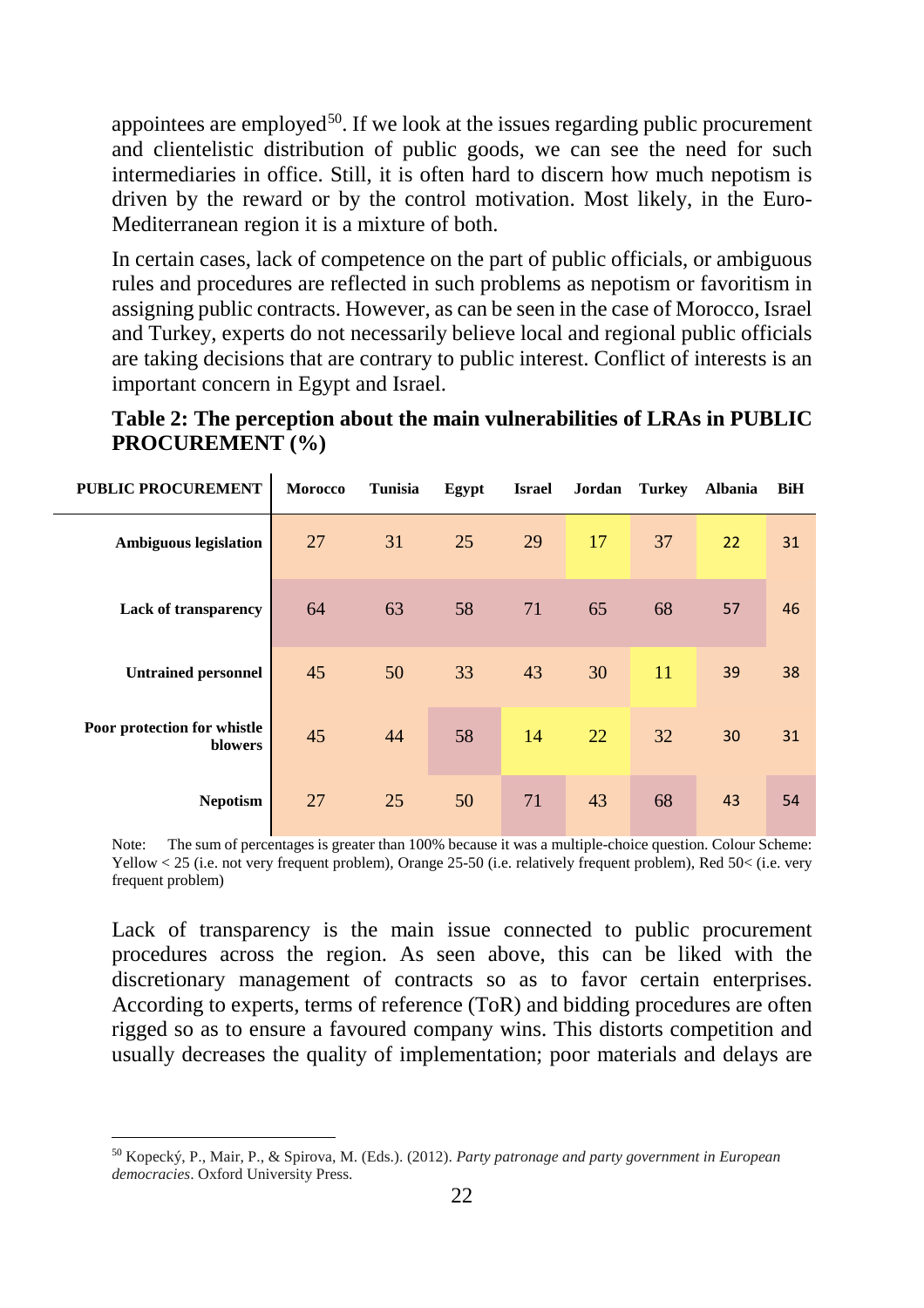appointees are employed[50]. If we look at the issues regarding public procurement and clientelistic distribution of public goods, we can see the need for such intermediaries in office. Still, it is often hard to discern how much nepotism is driven by the reward or by the control motivation. Most likely, in the Euro-Mediterranean region it is a mixture of both.

In certain cases, lack of competence on the part of public officials, or ambiguous rules and procedures are reflected in such problems as nepotism or favoritism in assigning public contracts. However, as can be seen in the case of Morocco, Israel and Turkey, experts do not necessarily believe local and regional public officials are taking decisions that are contrary to public interest. Conflict of interests is an important concern in Egypt and Israel.

**Table 2: The perception about the main vulnerabilities of LRAs in PUBLIC PROCUREMENT (%)**

| PUBLIC PROCUREMENT | Morocco | Tunisia | Egypt | Israel | Jordan | Turkey | Albania | BiH |
|---|---|---|---|---|---|---|---|---|
| Ambiguous legislation | 27 | 31 | 25 | 29 | 17 | 37 | 22 | 31 |
| Lack of transparency | 64 | 63 | 58 | 71 | 65 | 68 | 57 | 46 |
| Untrained personnel | 45 | 50 | 33 | 43 | 30 | 11 | 39 | 38 |
| Poor protection for whistle blowers | 45 | 44 | 58 | 14 | 22 | 32 | 30 | 31 |
| Nepotism | 27 | 25 | 50 | 71 | 43 | 68 | 43 | 54 |

Note: The sum of percentages is greater than 100% because it was a multiple-choice question. Colour Scheme: Yellow < 25 (i.e. not very frequent problem), Orange 25-50 (i.e. relatively frequent problem), Red 50< (i.e. very frequent problem)

Lack of transparency is the main issue connected to public procurement procedures across the region. As seen above, this can be liked with the discretionary management of contracts so as to favor certain enterprises. According to experts, terms of reference (ToR) and bidding procedures are often rigged so as to ensure a favoured company wins. This distorts competition and usually decreases the quality of implementation; poor materials and delays are

[50] Kopecký, P., Mair, P., & Spirova, M. (Eds.). (2012). *Party patronage and party government in European democracies*. Oxford University Press.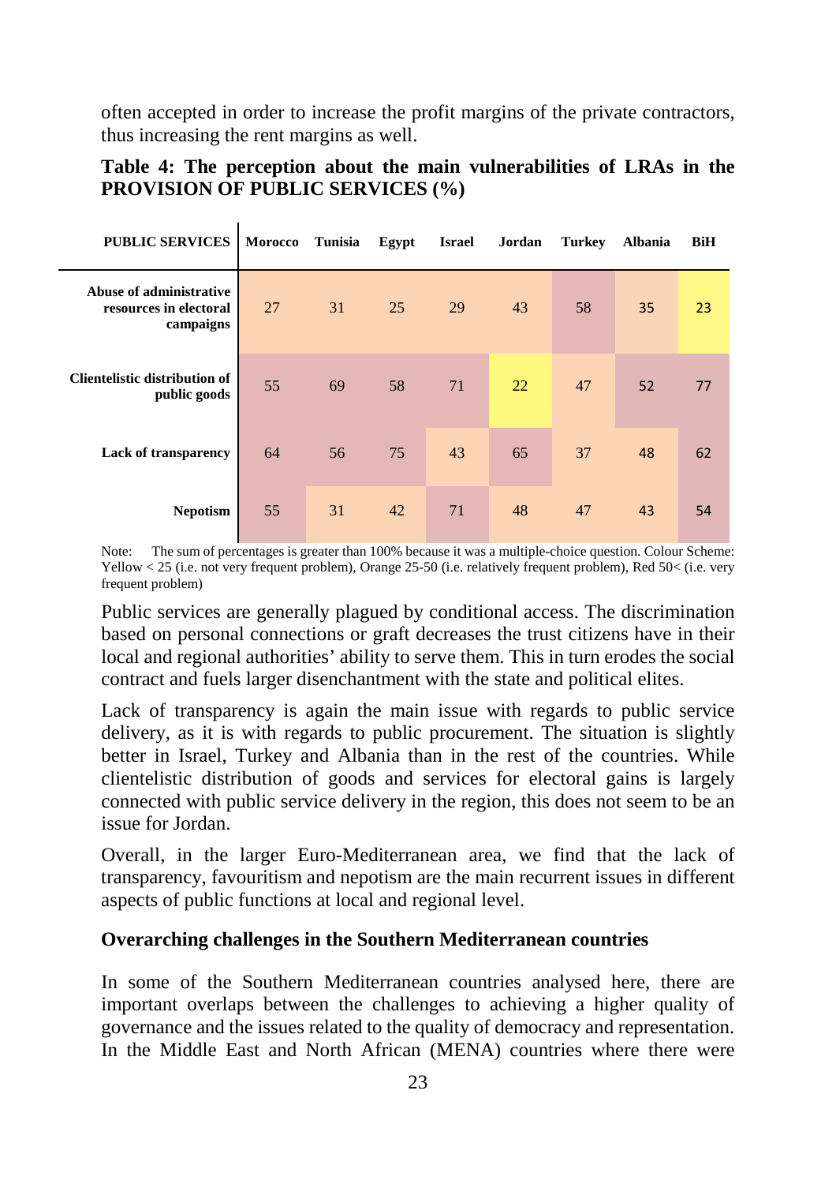often accepted in order to increase the profit margins of the private contractors, thus increasing the rent margins as well.

**Table 4: The perception about the main vulnerabilities of LRAs in the PROVISION OF PUBLIC SERVICES (%)**

| PUBLIC SERVICES | Morocco | Tunisia | Egypt | Israel | Jordan | Turkey | Albania | BiH |
|---|---|---|---|---|---|---|---|---|
| Abuse of administrative resources in electoral campaigns | 27 | 31 | 25 | 29 | 43 | 58 | 35 | 23 |
| Clientelistic distribution of public goods | 55 | 69 | 58 | 71 | 22 | 47 | 52 | 77 |
| Lack of transparency | 64 | 56 | 75 | 43 | 65 | 37 | 48 | 62 |
| Nepotism | 55 | 31 | 42 | 71 | 48 | 47 | 43 | 54 |

Note: The sum of percentages is greater than 100% because it was a multiple-choice question. Colour Scheme: Yellow < 25 (i.e. not very frequent problem), Orange 25-50 (i.e. relatively frequent problem), Red 50< (i.e. very frequent problem)

Public services are generally plagued by conditional access. The discrimination based on personal connections or graft decreases the trust citizens have in their local and regional authorities' ability to serve them. This in turn erodes the social contract and fuels larger disenchantment with the state and political elites.

Lack of transparency is again the main issue with regards to public service delivery, as it is with regards to public procurement. The situation is slightly better in Israel, Turkey and Albania than in the rest of the countries. While clientelistic distribution of goods and services for electoral gains is largely connected with public service delivery in the region, this does not seem to be an issue for Jordan.

Overall, in the larger Euro-Mediterranean area, we find that the lack of transparency, favouritism and nepotism are the main recurrent issues in different aspects of public functions at local and regional level.

## Overarching challenges in the Southern Mediterranean countries

In some of the Southern Mediterranean countries analysed here, there are important overlaps between the challenges to achieving a higher quality of governance and the issues related to the quality of democracy and representation. In the Middle East and North African (MENA) countries where there were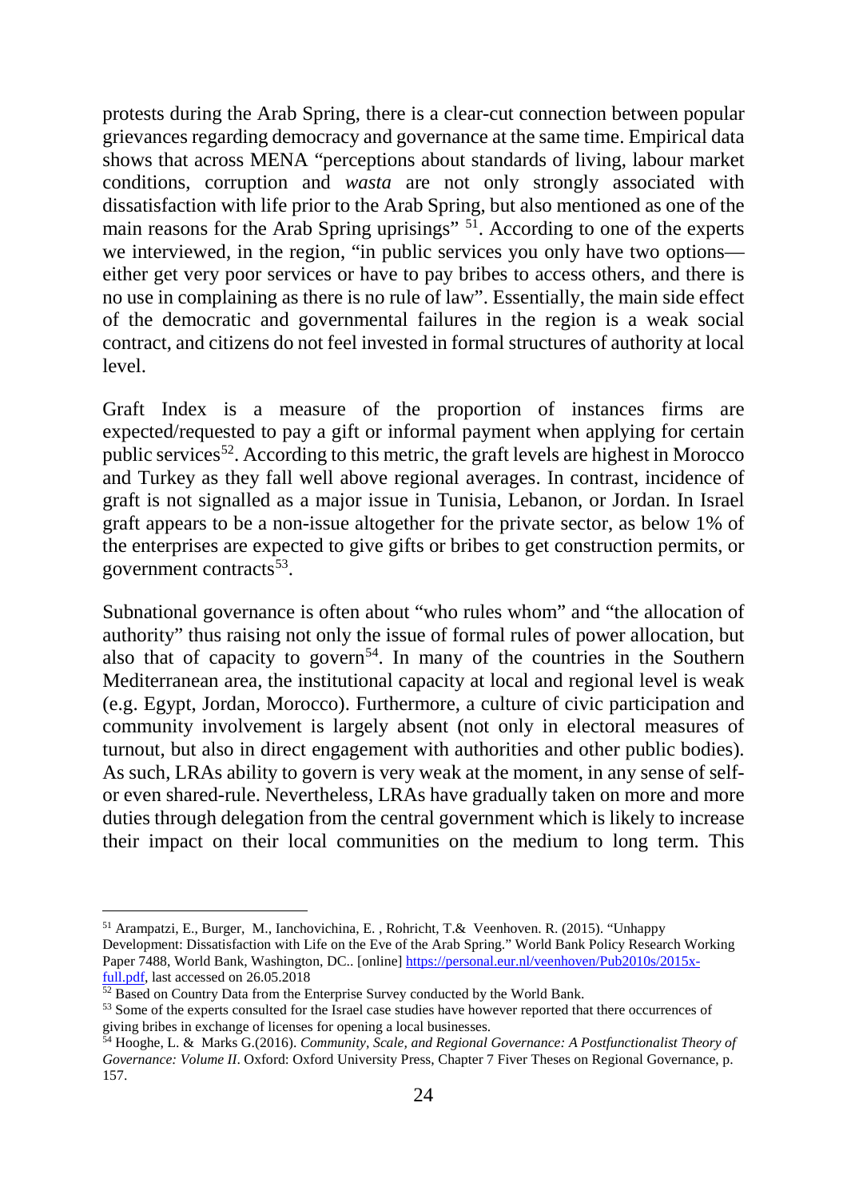protests during the Arab Spring, there is a clear-cut connection between popular grievances regarding democracy and governance at the same time. Empirical data shows that across MENA "perceptions about standards of living, labour market conditions, corruption and *wasta* are not only strongly associated with dissatisfaction with life prior to the Arab Spring, but also mentioned as one of the main reasons for the Arab Spring uprisings" [51]. According to one of the experts we interviewed, in the region, "in public services you only have two options—either get very poor services or have to pay bribes to access others, and there is no use in complaining as there is no rule of law". Essentially, the main side effect of the democratic and governmental failures in the region is a weak social contract, and citizens do not feel invested in formal structures of authority at local level.

Graft Index is a measure of the proportion of instances firms are expected/requested to pay a gift or informal payment when applying for certain public services[52]. According to this metric, the graft levels are highest in Morocco and Turkey as they fall well above regional averages. In contrast, incidence of graft is not signalled as a major issue in Tunisia, Lebanon, or Jordan. In Israel graft appears to be a non-issue altogether for the private sector, as below 1% of the enterprises are expected to give gifts or bribes to get construction permits, or government contracts[53].

Subnational governance is often about "who rules whom" and "the allocation of authority" thus raising not only the issue of formal rules of power allocation, but also that of capacity to govern[54]. In many of the countries in the Southern Mediterranean area, the institutional capacity at local and regional level is weak (e.g. Egypt, Jordan, Morocco). Furthermore, a culture of civic participation and community involvement is largely absent (not only in electoral measures of turnout, but also in direct engagement with authorities and other public bodies). As such, LRAs ability to govern is very weak at the moment, in any sense of self- or even shared-rule. Nevertheless, LRAs have gradually taken on more and more duties through delegation from the central government which is likely to increase their impact on their local communities on the medium to long term. This

---

[51] Arampatzi, E., Burger, M., Ianchovichina, E. , Rohricht, T.& Veenhoven. R. (2015). "Unhappy Development: Dissatisfaction with Life on the Eve of the Arab Spring." World Bank Policy Research Working Paper 7488, World Bank, Washington, DC.. [online] https://personal.eur.nl/veenhoven/Pub2010s/2015x-full.pdf, last accessed on 26.05.2018

[52] Based on Country Data from the Enterprise Survey conducted by the World Bank.

[53] Some of the experts consulted for the Israel case studies have however reported that there occurrences of giving bribes in exchange of licenses for opening a local businesses.

[54] Hooghe, L. & Marks G.(2016). *Community, Scale, and Regional Governance: A Postfunctionalist Theory of Governance: Volume II*. Oxford: Oxford University Press, Chapter 7 Fiver Theses on Regional Governance, p. 157.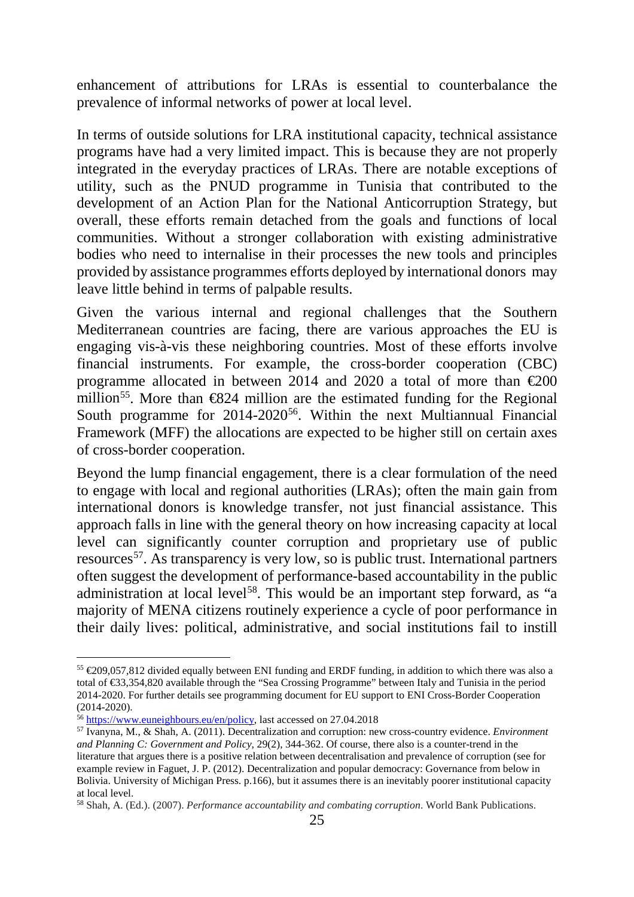enhancement of attributions for LRAs is essential to counterbalance the prevalence of informal networks of power at local level.

In terms of outside solutions for LRA institutional capacity, technical assistance programs have had a very limited impact. This is because they are not properly integrated in the everyday practices of LRAs. There are notable exceptions of utility, such as the PNUD programme in Tunisia that contributed to the development of an Action Plan for the National Anticorruption Strategy, but overall, these efforts remain detached from the goals and functions of local communities. Without a stronger collaboration with existing administrative bodies who need to internalise in their processes the new tools and principles provided by assistance programmes efforts deployed by international donors may leave little behind in terms of palpable results.

Given the various internal and regional challenges that the Southern Mediterranean countries are facing, there are various approaches the EU is engaging vis-à-vis these neighboring countries. Most of these efforts involve financial instruments. For example, the cross-border cooperation (CBC) programme allocated in between 2014 and 2020 a total of more than €200 million[55]. More than €824 million are the estimated funding for the Regional South programme for 2014-2020[56]. Within the next Multiannual Financial Framework (MFF) the allocations are expected to be higher still on certain axes of cross-border cooperation.

Beyond the lump financial engagement, there is a clear formulation of the need to engage with local and regional authorities (LRAs); often the main gain from international donors is knowledge transfer, not just financial assistance. This approach falls in line with the general theory on how increasing capacity at local level can significantly counter corruption and proprietary use of public resources[57]. As transparency is very low, so is public trust. International partners often suggest the development of performance-based accountability in the public administration at local level[58]. This would be an important step forward, as "a majority of MENA citizens routinely experience a cycle of poor performance in their daily lives: political, administrative, and social institutions fail to instill

---

[55] €209,057,812 divided equally between ENI funding and ERDF funding, in addition to which there was also a total of €33,354,820 available through the "Sea Crossing Programme" between Italy and Tunisia in the period 2014-2020. For further details see programming document for EU support to ENI Cross-Border Cooperation (2014-2020).

[56] https://www.euneighbours.eu/en/policy, last accessed on 27.04.2018

[57] Ivanyna, M., & Shah, A. (2011). Decentralization and corruption: new cross-country evidence. *Environment and Planning C: Government and Policy*, 29(2), 344-362. Of course, there also is a counter-trend in the literature that argues there is a positive relation between decentralisation and prevalence of corruption (see for example review in Faguet, J. P. (2012). Decentralization and popular democracy: Governance from below in Bolivia. University of Michigan Press. p.166), but it assumes there is an inevitably poorer institutional capacity at local level.

[58] Shah, A. (Ed.). (2007). *Performance accountability and combating corruption*. World Bank Publications.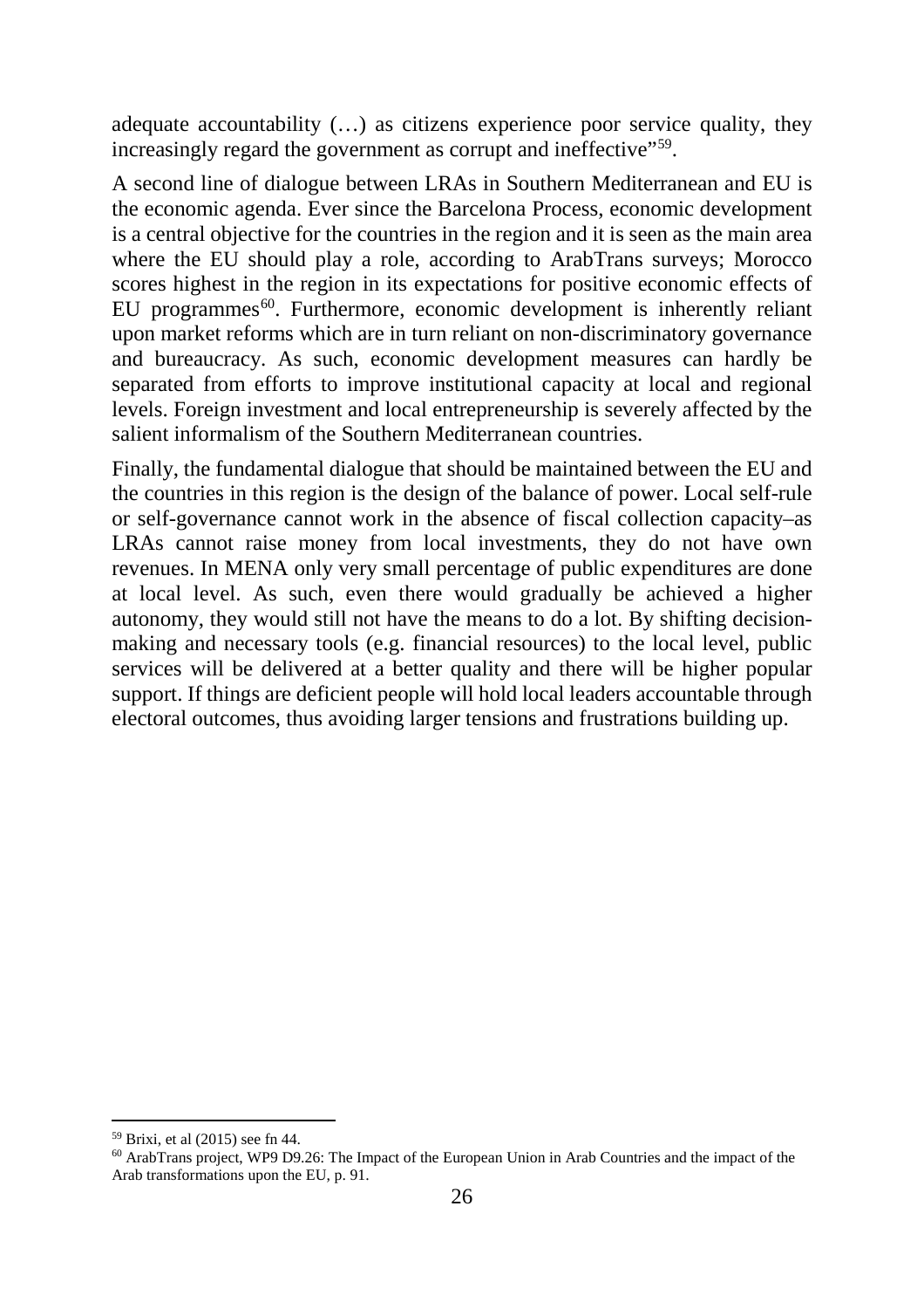adequate accountability (…) as citizens experience poor service quality, they increasingly regard the government as corrupt and ineffective"[59].

A second line of dialogue between LRAs in Southern Mediterranean and EU is the economic agenda. Ever since the Barcelona Process, economic development is a central objective for the countries in the region and it is seen as the main area where the EU should play a role, according to ArabTrans surveys; Morocco scores highest in the region in its expectations for positive economic effects of EU programmes[60]. Furthermore, economic development is inherently reliant upon market reforms which are in turn reliant on non-discriminatory governance and bureaucracy. As such, economic development measures can hardly be separated from efforts to improve institutional capacity at local and regional levels. Foreign investment and local entrepreneurship is severely affected by the salient informalism of the Southern Mediterranean countries.

Finally, the fundamental dialogue that should be maintained between the EU and the countries in this region is the design of the balance of power. Local self-rule or self-governance cannot work in the absence of fiscal collection capacity–as LRAs cannot raise money from local investments, they do not have own revenues. In MENA only very small percentage of public expenditures are done at local level. As such, even there would gradually be achieved a higher autonomy, they would still not have the means to do a lot. By shifting decision-making and necessary tools (e.g. financial resources) to the local level, public services will be delivered at a better quality and there will be higher popular support. If things are deficient people will hold local leaders accountable through electoral outcomes, thus avoiding larger tensions and frustrations building up.

---

[59] Brixi, et al (2015) see fn 44.

[60] ArabTrans project, WP9 D9.26: The Impact of the European Union in Arab Countries and the impact of the Arab transformations upon the EU, p. 91.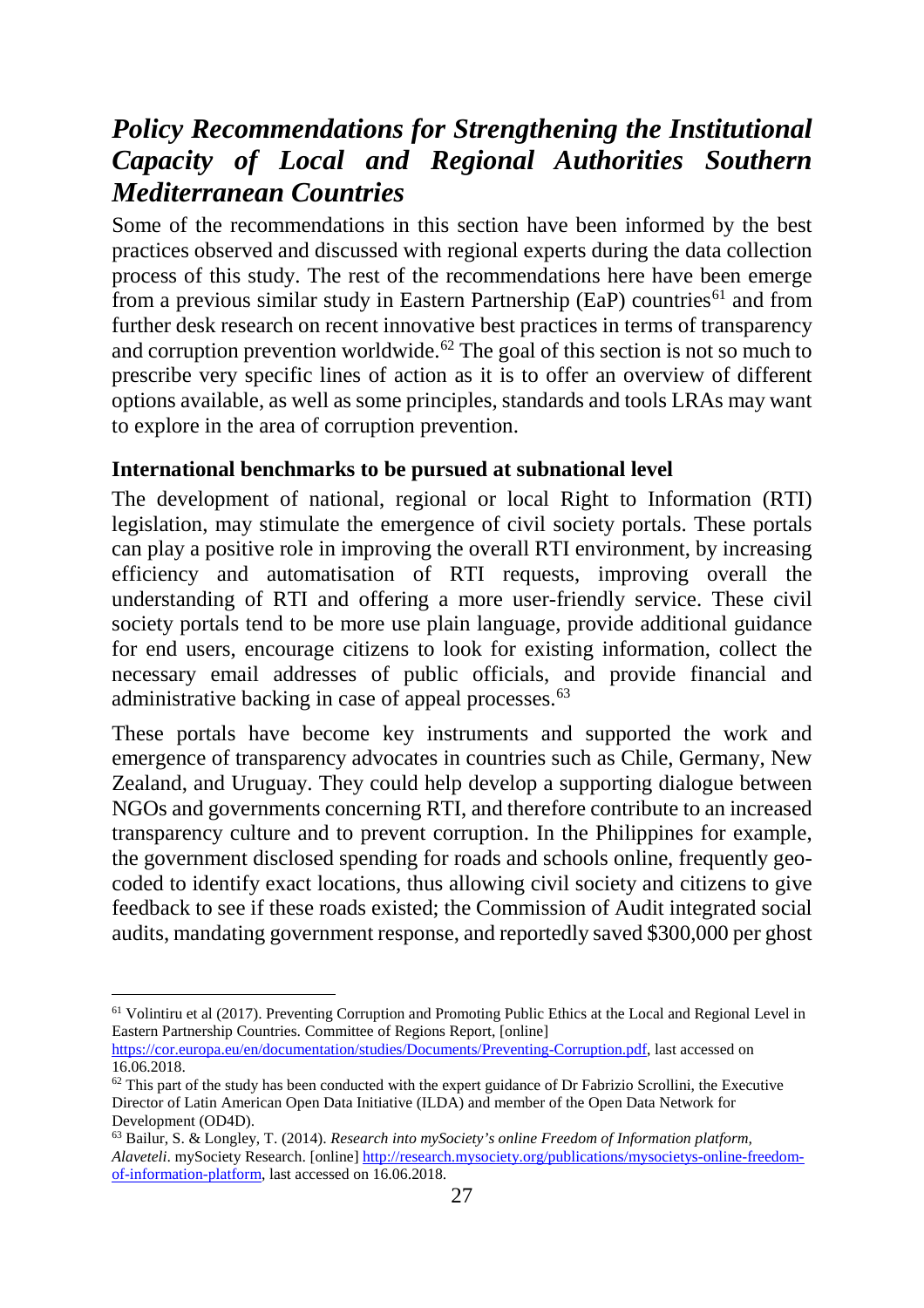## *Policy Recommendations for Strengthening the Institutional Capacity of Local and Regional Authorities Southern Mediterranean Countries*

Some of the recommendations in this section have been informed by the best practices observed and discussed with regional experts during the data collection process of this study. The rest of the recommendations here have been emerge from a previous similar study in Eastern Partnership (EaP) countries[61] and from further desk research on recent innovative best practices in terms of transparency and corruption prevention worldwide.[62] The goal of this section is not so much to prescribe very specific lines of action as it is to offer an overview of different options available, as well as some principles, standards and tools LRAs may want to explore in the area of corruption prevention.

**International benchmarks to be pursued at subnational level**

The development of national, regional or local Right to Information (RTI) legislation, may stimulate the emergence of civil society portals. These portals can play a positive role in improving the overall RTI environment, by increasing efficiency and automatisation of RTI requests, improving overall the understanding of RTI and offering a more user-friendly service. These civil society portals tend to be more use plain language, provide additional guidance for end users, encourage citizens to look for existing information, collect the necessary email addresses of public officials, and provide financial and administrative backing in case of appeal processes.[63]

These portals have become key instruments and supported the work and emergence of transparency advocates in countries such as Chile, Germany, New Zealand, and Uruguay. They could help develop a supporting dialogue between NGOs and governments concerning RTI, and therefore contribute to an increased transparency culture and to prevent corruption. In the Philippines for example, the government disclosed spending for roads and schools online, frequently geo-coded to identify exact locations, thus allowing civil society and citizens to give feedback to see if these roads existed; the Commission of Audit integrated social audits, mandating government response, and reportedly saved $300,000 per ghost

---

[61] Volintiru et al (2017). Preventing Corruption and Promoting Public Ethics at the Local and Regional Level in Eastern Partnership Countries. Committee of Regions Report, [online] https://cor.europa.eu/en/documentation/studies/Documents/Preventing-Corruption.pdf, last accessed on 16.06.2018.

[62] This part of the study has been conducted with the expert guidance of Dr Fabrizio Scrollini, the Executive Director of Latin American Open Data Initiative (ILDA) and member of the Open Data Network for Development (OD4D).

[63] Bailur, S. & Longley, T. (2014). *Research into mySociety's online Freedom of Information platform, Alaveteli*. mySociety Research. [online] http://research.mysociety.org/publications/mysocietys-online-freedom-of-information-platform, last accessed on 16.06.2018.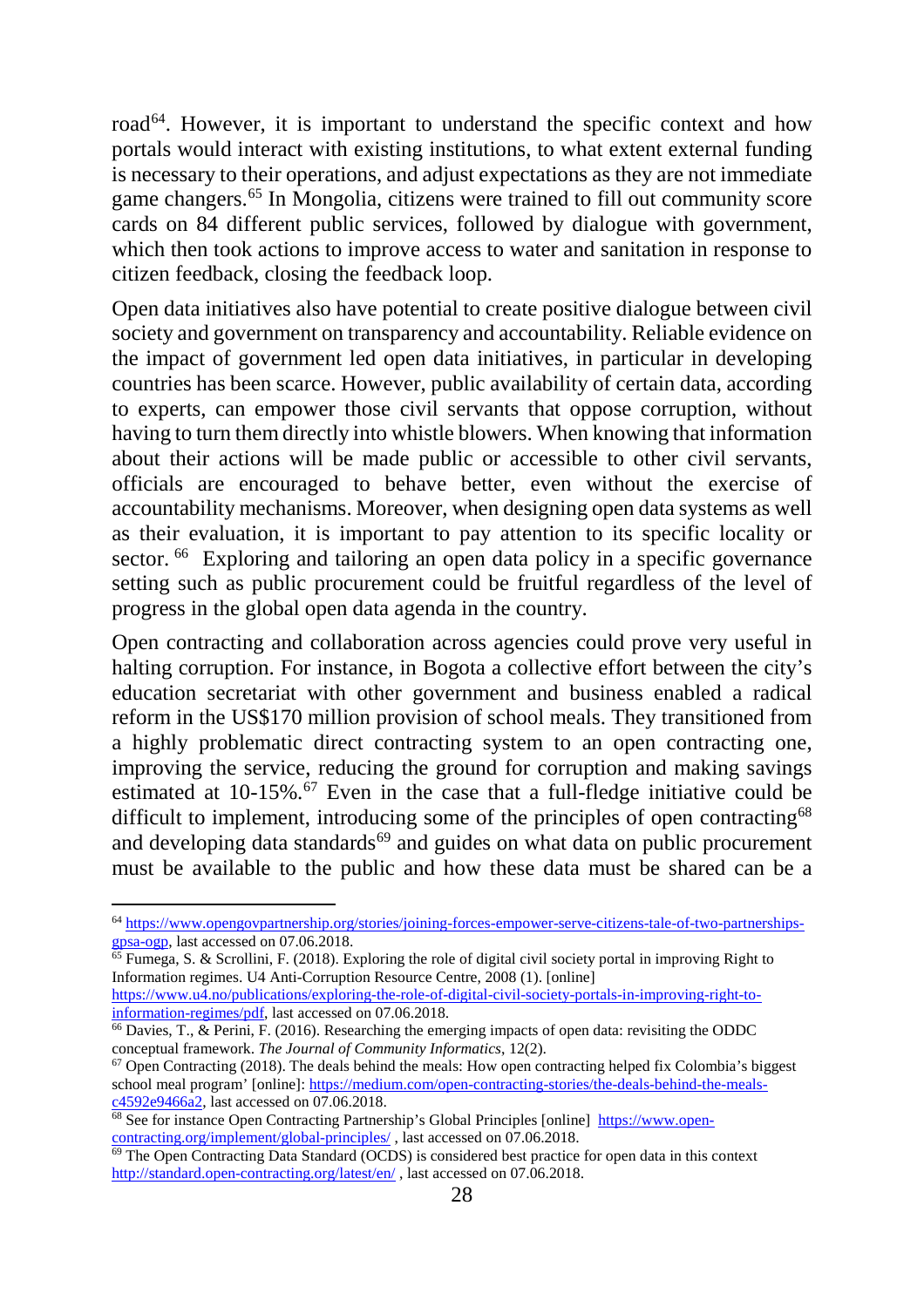road[64]. However, it is important to understand the specific context and how portals would interact with existing institutions, to what extent external funding is necessary to their operations, and adjust expectations as they are not immediate game changers.[65] In Mongolia, citizens were trained to fill out community score cards on 84 different public services, followed by dialogue with government, which then took actions to improve access to water and sanitation in response to citizen feedback, closing the feedback loop.

Open data initiatives also have potential to create positive dialogue between civil society and government on transparency and accountability. Reliable evidence on the impact of government led open data initiatives, in particular in developing countries has been scarce. However, public availability of certain data, according to experts, can empower those civil servants that oppose corruption, without having to turn them directly into whistle blowers. When knowing that information about their actions will be made public or accessible to other civil servants, officials are encouraged to behave better, even without the exercise of accountability mechanisms. Moreover, when designing open data systems as well as their evaluation, it is important to pay attention to its specific locality or sector.[66] Exploring and tailoring an open data policy in a specific governance setting such as public procurement could be fruitful regardless of the level of progress in the global open data agenda in the country.

Open contracting and collaboration across agencies could prove very useful in halting corruption. For instance, in Bogota a collective effort between the city's education secretariat with other government and business enabled a radical reform in the US$170 million provision of school meals. They transitioned from a highly problematic direct contracting system to an open contracting one, improving the service, reducing the ground for corruption and making savings estimated at 10-15%.[67] Even in the case that a full-fledge initiative could be difficult to implement, introducing some of the principles of open contracting[68] and developing data standards[69] and guides on what data on public procurement must be available to the public and how these data must be shared can be a

---

[64] https://www.opengovpartnership.org/stories/joining-forces-empower-serve-citizens-tale-of-two-partnerships-gpsa-ogp, last accessed on 07.06.2018.

[65] Fumega, S. & Scrollini, F. (2018). Exploring the role of digital civil society portal in improving Right to Information regimes. U4 Anti-Corruption Resource Centre, 2008 (1). [online] https://www.u4.no/publications/exploring-the-role-of-digital-civil-society-portals-in-improving-right-to-information-regimes/pdf, last accessed on 07.06.2018.

[66] Davies, T., & Perini, F. (2016). Researching the emerging impacts of open data: revisiting the ODDC conceptual framework. *The Journal of Community Informatics*, 12(2).

[67] Open Contracting (2018). The deals behind the meals: How open contracting helped fix Colombia's biggest school meal program' [online]: https://medium.com/open-contracting-stories/the-deals-behind-the-meals-c4592e9466a2, last accessed on 07.06.2018.

[68] See for instance Open Contracting Partnership's Global Principles [online] https://www.open-contracting.org/implement/global-principles/ , last accessed on 07.06.2018.

[69] The Open Contracting Data Standard (OCDS) is considered best practice for open data in this context http://standard.open-contracting.org/latest/en/ , last accessed on 07.06.2018.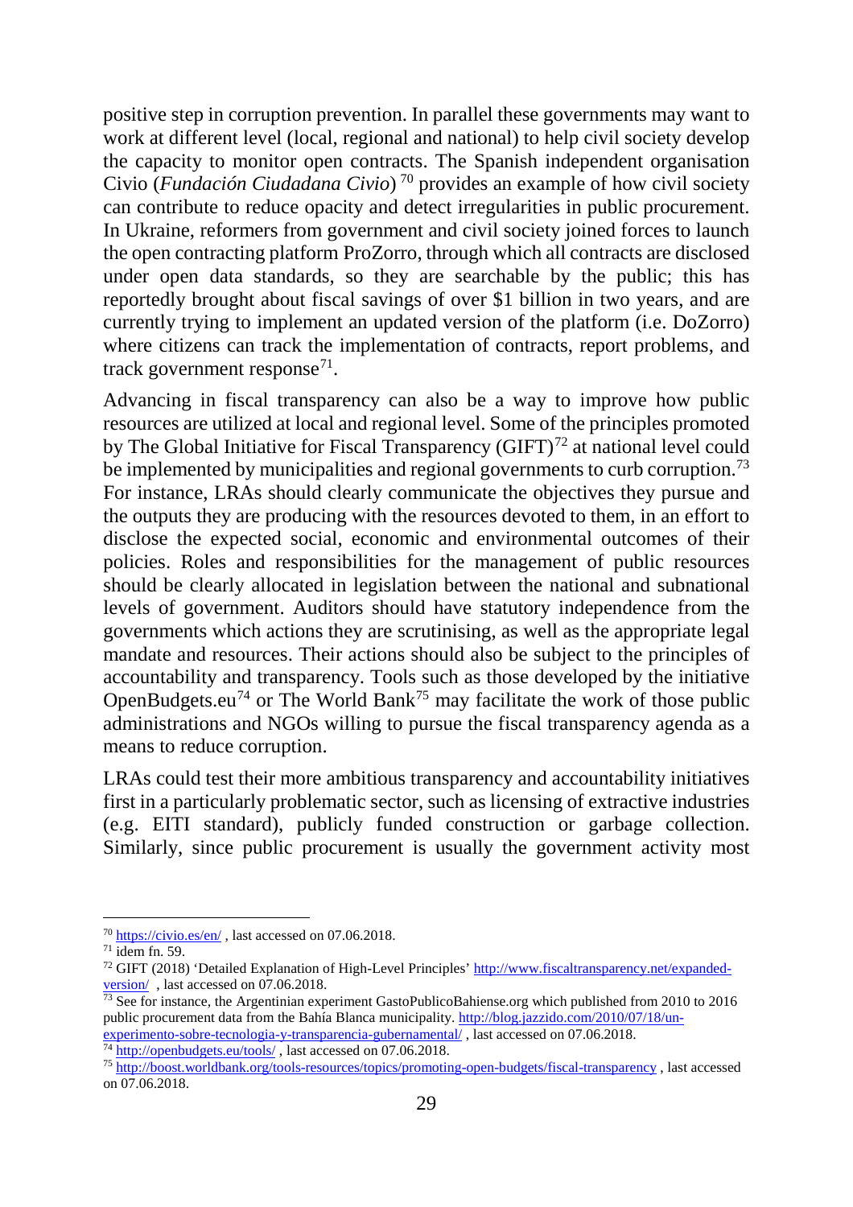positive step in corruption prevention. In parallel these governments may want to work at different level (local, regional and national) to help civil society develop the capacity to monitor open contracts. The Spanish independent organisation Civio (*Fundación Ciudadana Civio*) [70] provides an example of how civil society can contribute to reduce opacity and detect irregularities in public procurement. In Ukraine, reformers from government and civil society joined forces to launch the open contracting platform ProZorro, through which all contracts are disclosed under open data standards, so they are searchable by the public; this has reportedly brought about fiscal savings of over $1 billion in two years, and are currently trying to implement an updated version of the platform (i.e. DoZorro) where citizens can track the implementation of contracts, report problems, and track government response[71].

Advancing in fiscal transparency can also be a way to improve how public resources are utilized at local and regional level. Some of the principles promoted by The Global Initiative for Fiscal Transparency (GIFT)[72] at national level could be implemented by municipalities and regional governments to curb corruption.[73] For instance, LRAs should clearly communicate the objectives they pursue and the outputs they are producing with the resources devoted to them, in an effort to disclose the expected social, economic and environmental outcomes of their policies. Roles and responsibilities for the management of public resources should be clearly allocated in legislation between the national and subnational levels of government. Auditors should have statutory independence from the governments which actions they are scrutinising, as well as the appropriate legal mandate and resources. Their actions should also be subject to the principles of accountability and transparency. Tools such as those developed by the initiative OpenBudgets.eu[74] or The World Bank[75] may facilitate the work of those public administrations and NGOs willing to pursue the fiscal transparency agenda as a means to reduce corruption.

LRAs could test their more ambitious transparency and accountability initiatives first in a particularly problematic sector, such as licensing of extractive industries (e.g. EITI standard), publicly funded construction or garbage collection. Similarly, since public procurement is usually the government activity most

---

[70] https://civio.es/en/ , last accessed on 07.06.2018.

[71] idem fn. 59.

[72] GIFT (2018) 'Detailed Explanation of High-Level Principles' http://www.fiscaltransparency.net/expanded-version/ , last accessed on 07.06.2018.

[73] See for instance, the Argentinian experiment GastoPublicoBahiense.org which published from 2010 to 2016 public procurement data from the Bahía Blanca municipality. http://blog.jazzido.com/2010/07/18/un-experimento-sobre-tecnologia-y-transparencia-gubernamental/ , last accessed on 07.06.2018.

[74] http://openbudgets.eu/tools/ , last accessed on 07.06.2018.

[75] http://boost.worldbank.org/tools-resources/topics/promoting-open-budgets/fiscal-transparency , last accessed on 07.06.2018.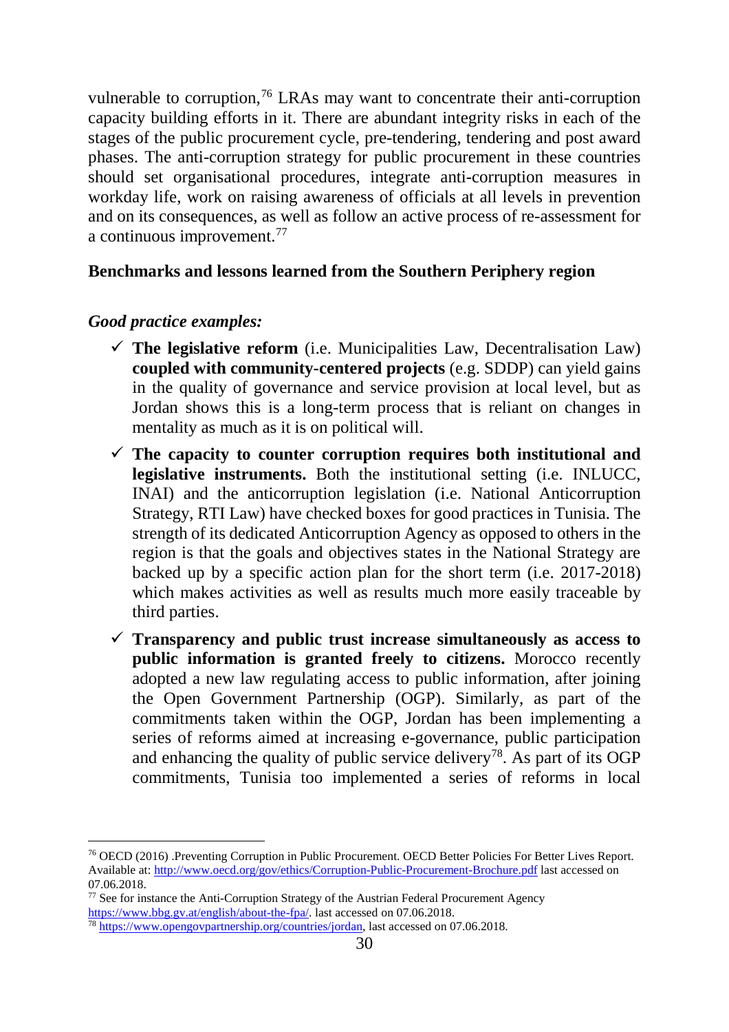vulnerable to corruption,[76] LRAs may want to concentrate their anti-corruption capacity building efforts in it. There are abundant integrity risks in each of the stages of the public procurement cycle, pre-tendering, tendering and post award phases. The anti-corruption strategy for public procurement in these countries should set organisational procedures, integrate anti-corruption measures in workday life, work on raising awareness of officials at all levels in prevention and on its consequences, as well as follow an active process of re-assessment for a continuous improvement.[77]

**Benchmarks and lessons learned from the Southern Periphery region**

***Good practice examples:***

- ✓ **The legislative reform** (i.e. Municipalities Law, Decentralisation Law) **coupled with community-centered projects** (e.g. SDDP) can yield gains in the quality of governance and service provision at local level, but as Jordan shows this is a long-term process that is reliant on changes in mentality as much as it is on political will.
- ✓ **The capacity to counter corruption requires both institutional and legislative instruments.** Both the institutional setting (i.e. INLUCC, INAI) and the anticorruption legislation (i.e. National Anticorruption Strategy, RTI Law) have checked boxes for good practices in Tunisia. The strength of its dedicated Anticorruption Agency as opposed to others in the region is that the goals and objectives states in the National Strategy are backed up by a specific action plan for the short term (i.e. 2017-2018) which makes activities as well as results much more easily traceable by third parties.
- ✓ **Transparency and public trust increase simultaneously as access to public information is granted freely to citizens.** Morocco recently adopted a new law regulating access to public information, after joining the Open Government Partnership (OGP). Similarly, as part of the commitments taken within the OGP, Jordan has been implementing a series of reforms aimed at increasing e-governance, public participation and enhancing the quality of public service delivery[78]. As part of its OGP commitments, Tunisia too implemented a series of reforms in local

---

[76] OECD (2016) .Preventing Corruption in Public Procurement. OECD Better Policies For Better Lives Report. Available at: http://www.oecd.org/gov/ethics/Corruption-Public-Procurement-Brochure.pdf last accessed on 07.06.2018.

[77] See for instance the Anti-Corruption Strategy of the Austrian Federal Procurement Agency https://www.bbg.gv.at/english/about-the-fpa/. last accessed on 07.06.2018.

[78] https://www.opengovpartnership.org/countries/jordan, last accessed on 07.06.2018.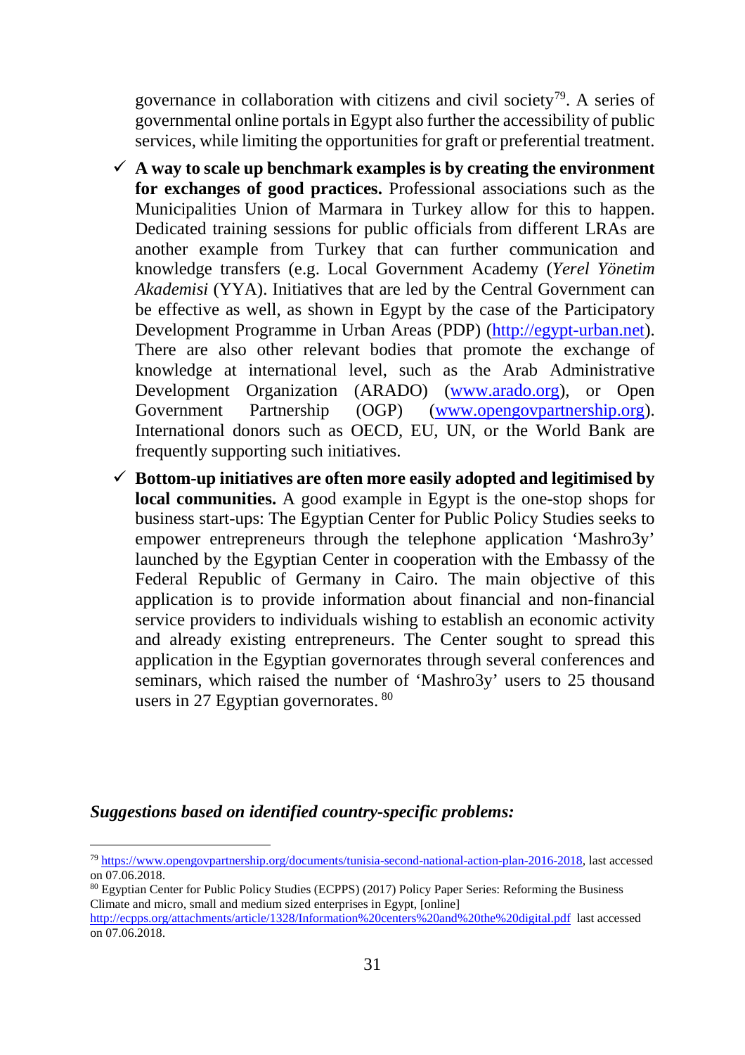governance in collaboration with citizens and civil society[79]. A series of governmental online portals in Egypt also further the accessibility of public services, while limiting the opportunities for graft or preferential treatment.

- ✓ **A way to scale up benchmark examples is by creating the environment for exchanges of good practices.** Professional associations such as the Municipalities Union of Marmara in Turkey allow for this to happen. Dedicated training sessions for public officials from different LRAs are another example from Turkey that can further communication and knowledge transfers (e.g. Local Government Academy (*Yerel Yönetim Akademisi* (YYA). Initiatives that are led by the Central Government can be effective as well, as shown in Egypt by the case of the Participatory Development Programme in Urban Areas (PDP) (http://egypt-urban.net). There are also other relevant bodies that promote the exchange of knowledge at international level, such as the Arab Administrative Development Organization (ARADO) (www.arado.org), or Open Government Partnership (OGP) (www.opengovpartnership.org). International donors such as OECD, EU, UN, or the World Bank are frequently supporting such initiatives.
- ✓ **Bottom-up initiatives are often more easily adopted and legitimised by local communities.** A good example in Egypt is the one-stop shops for business start-ups: The Egyptian Center for Public Policy Studies seeks to empower entrepreneurs through the telephone application 'Mashro3y' launched by the Egyptian Center in cooperation with the Embassy of the Federal Republic of Germany in Cairo. The main objective of this application is to provide information about financial and non-financial service providers to individuals wishing to establish an economic activity and already existing entrepreneurs. The Center sought to spread this application in the Egyptian governorates through several conferences and seminars, which raised the number of 'Mashro3y' users to 25 thousand users in 27 Egyptian governorates. [80]

***Suggestions based on identified country-specific problems:***

---

[79] https://www.opengovpartnership.org/documents/tunisia-second-national-action-plan-2016-2018, last accessed on 07.06.2018.

[80] Egyptian Center for Public Policy Studies (ECPPS) (2017) Policy Paper Series: Reforming the Business Climate and micro, small and medium sized enterprises in Egypt, [online] http://ecpps.org/attachments/article/1328/Information%20centers%20and%20the%20digital.pdf last accessed on 07.06.2018.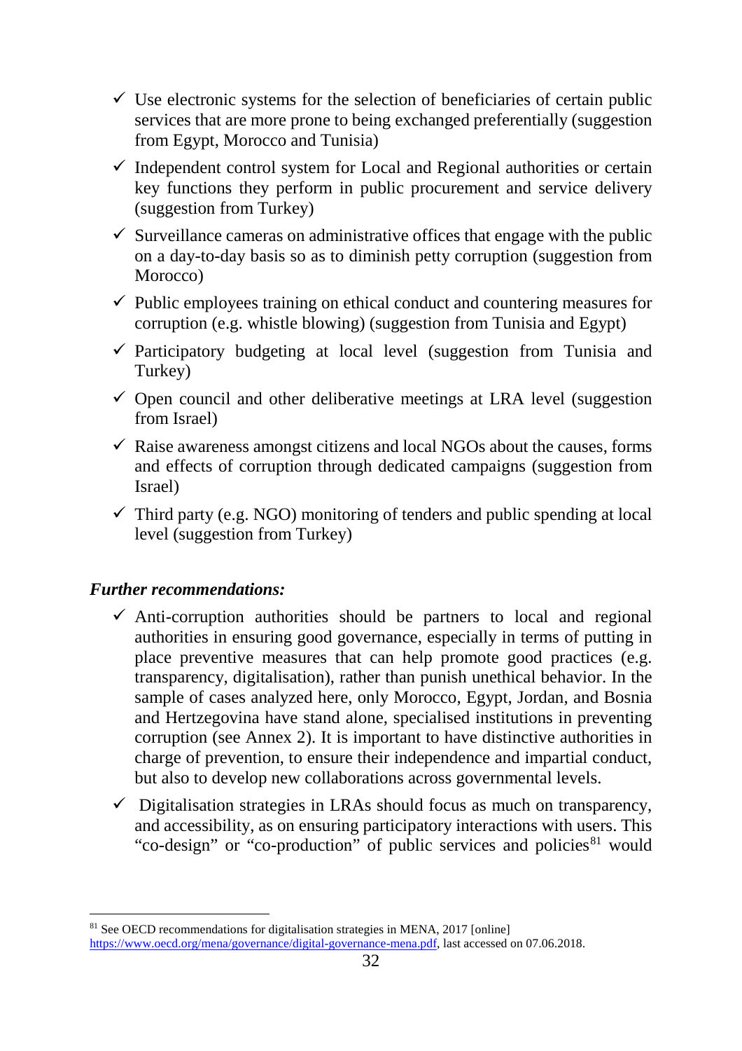- ✓ Use electronic systems for the selection of beneficiaries of certain public services that are more prone to being exchanged preferentially (suggestion from Egypt, Morocco and Tunisia)
- ✓ Independent control system for Local and Regional authorities or certain key functions they perform in public procurement and service delivery (suggestion from Turkey)
- ✓ Surveillance cameras on administrative offices that engage with the public on a day-to-day basis so as to diminish petty corruption (suggestion from Morocco)
- ✓ Public employees training on ethical conduct and countering measures for corruption (e.g. whistle blowing) (suggestion from Tunisia and Egypt)
- ✓ Participatory budgeting at local level (suggestion from Tunisia and Turkey)
- ✓ Open council and other deliberative meetings at LRA level (suggestion from Israel)
- ✓ Raise awareness amongst citizens and local NGOs about the causes, forms and effects of corruption through dedicated campaigns (suggestion from Israel)
- ✓ Third party (e.g. NGO) monitoring of tenders and public spending at local level (suggestion from Turkey)

***Further recommendations:***

- ✓ Anti-corruption authorities should be partners to local and regional authorities in ensuring good governance, especially in terms of putting in place preventive measures that can help promote good practices (e.g. transparency, digitalisation), rather than punish unethical behavior. In the sample of cases analyzed here, only Morocco, Egypt, Jordan, and Bosnia and Hertzegovina have stand alone, specialised institutions in preventing corruption (see Annex 2). It is important to have distinctive authorities in charge of prevention, to ensure their independence and impartial conduct, but also to develop new collaborations across governmental levels.
- ✓ Digitalisation strategies in LRAs should focus as much on transparency, and accessibility, as on ensuring participatory interactions with users. This "co-design" or "co-production" of public services and policies[81] would

[81] See OECD recommendations for digitalisation strategies in MENA, 2017 [online] https://www.oecd.org/mena/governance/digital-governance-mena.pdf, last accessed on 07.06.2018.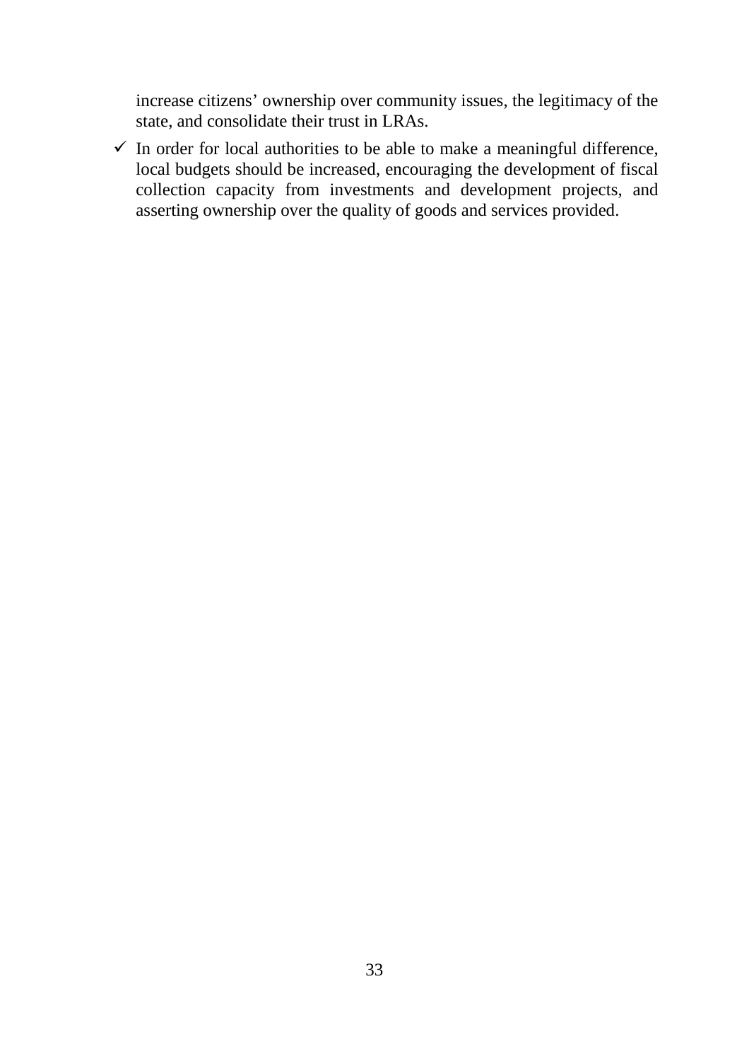increase citizens' ownership over community issues, the legitimacy of the state, and consolidate their trust in LRAs.

- ✓ In order for local authorities to be able to make a meaningful difference, local budgets should be increased, encouraging the development of fiscal collection capacity from investments and development projects, and asserting ownership over the quality of goods and services provided.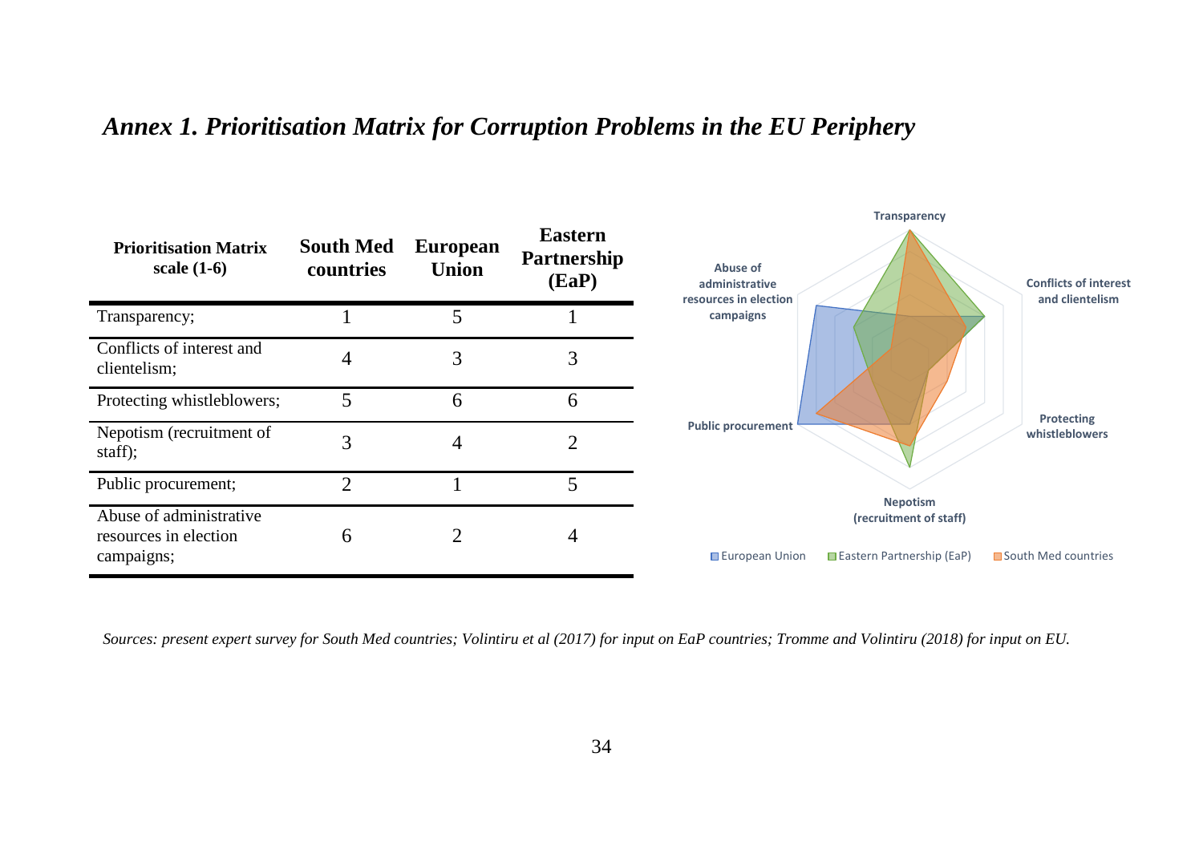## *Annex 1. Prioritisation Matrix for Corruption Problems in the EU Periphery*

| Prioritisation Matrix scale (1-6) | South Med countries | European Union | Eastern Partnership (EaP) |
|---|---|---|---|
| Transparency; | 1 | 5 | 1 |
| Conflicts of interest and clientelism; | 4 | 3 | 3 |
| Protecting whistleblowers; | 5 | 6 | 6 |
| Nepotism (recruitment of staff); | 3 | 4 | 2 |
| Public procurement; | 2 | 1 | 5 |
| Abuse of administrative resources in election campaigns; | 6 | 2 | 4 |

*Sources: present expert survey for South Med countries; Volintiru et al (2017) for input on EaP countries; Tromme and Volintiru (2018) for input on EU.*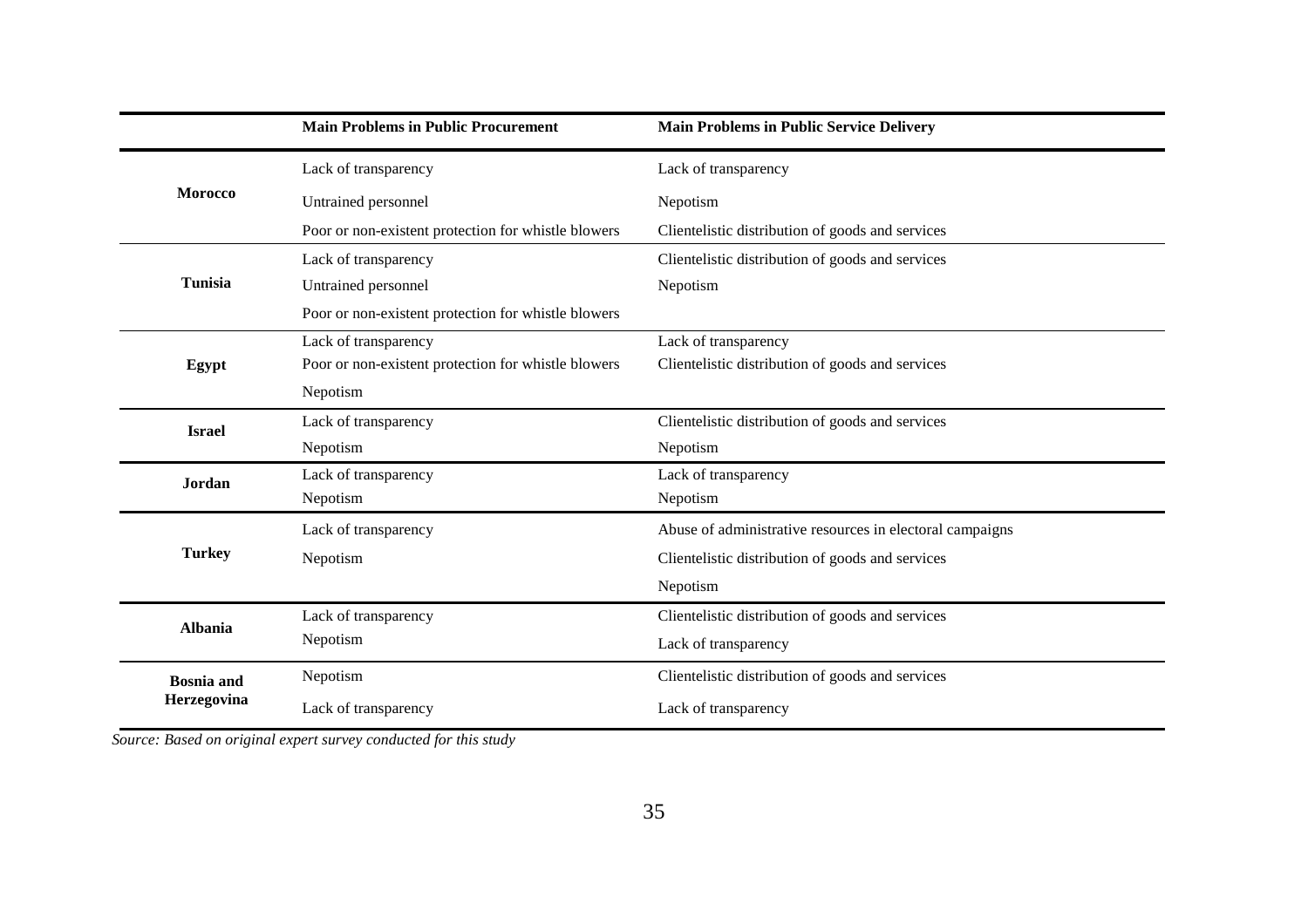| | Main Problems in Public Procurement | Main Problems in Public Service Delivery |
|---|---|---|
| **Morocco** | Lack of transparency | Lack of transparency |
| | Untrained personnel | Nepotism |
| | Poor or non-existent protection for whistle blowers | Clientelistic distribution of goods and services |
| **Tunisia** | Lack of transparency | Clientelistic distribution of goods and services |
| | Untrained personnel | Nepotism |
| | Poor or non-existent protection for whistle blowers | |
| **Egypt** | Lack of transparency | Lack of transparency |
| | Poor or non-existent protection for whistle blowers | Clientelistic distribution of goods and services |
| | Nepotism | |
| **Israel** | Lack of transparency | Clientelistic distribution of goods and services |
| | Nepotism | Nepotism |
| **Jordan** | Lack of transparency | Lack of transparency |
| | Nepotism | Nepotism |
| **Turkey** | Lack of transparency | Abuse of administrative resources in electoral campaigns |
| | Nepotism | Clientelistic distribution of goods and services |
| | | Nepotism |
| **Albania** | Lack of transparency | Clientelistic distribution of goods and services |
| | Nepotism | Lack of transparency |
| **Bosnia and Herzegovina** | Nepotism | Clientelistic distribution of goods and services |
| | Lack of transparency | Lack of transparency |

*Source: Based on original expert survey conducted for this study*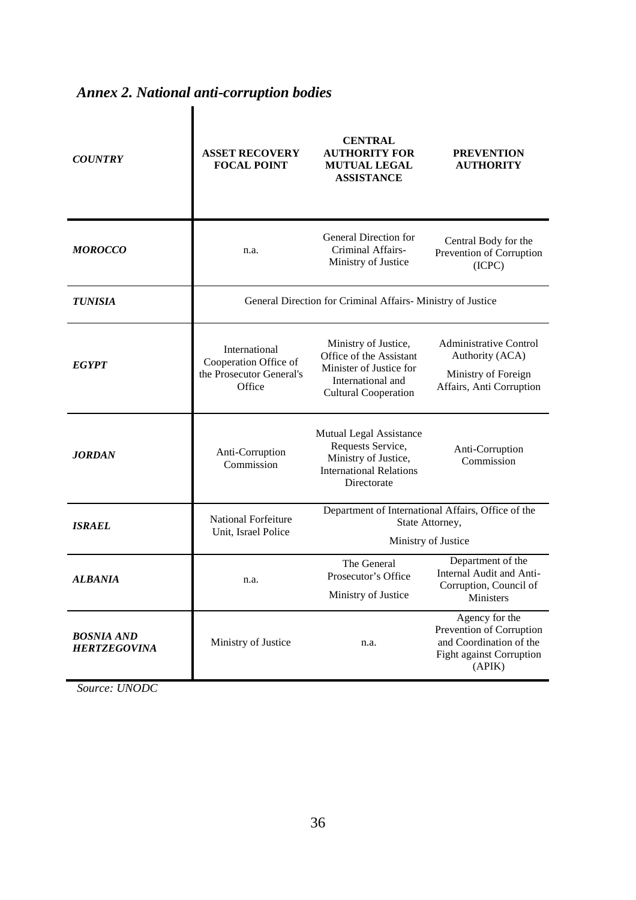## *Annex 2. National anti-corruption bodies*

| ***COUNTRY*** | **ASSET RECOVERY FOCAL POINT** | **CENTRAL AUTHORITY FOR MUTUAL LEGAL ASSISTANCE** | **PREVENTION AUTHORITY** |
|---|---|---|---|
| ***MOROCCO*** | n.a. | General Direction for Criminal Affairs- Ministry of Justice | Central Body for the Prevention of Corruption (ICPC) |
| ***TUNISIA*** | General Direction for Criminal Affairs- Ministry of Justice | | |
| ***EGYPT*** | International Cooperation Office of the Prosecutor General's Office | Ministry of Justice, Office of the Assistant Minister of Justice for International and Cultural Cooperation | Administrative Control Authority (ACA)<br>Ministry of Foreign Affairs, Anti Corruption |
| ***JORDAN*** | Anti-Corruption Commission | Mutual Legal Assistance Requests Service, Ministry of Justice, International Relations Directorate | Anti-Corruption Commission |
| ***ISRAEL*** | National Forfeiture Unit, Israel Police | Department of International Affairs, Office of the State Attorney,<br>Ministry of Justice | |
| ***ALBANIA*** | n.a. | The General Prosecutor's Office<br>Ministry of Justice | Department of the Internal Audit and Anti-Corruption, Council of Ministers |
| ***BOSNIA AND HERTZEGOVINA*** | Ministry of Justice | n.a. | Agency for the Prevention of Corruption and Coordination of the Fight against Corruption (APIK) |

*Source: UNODC*